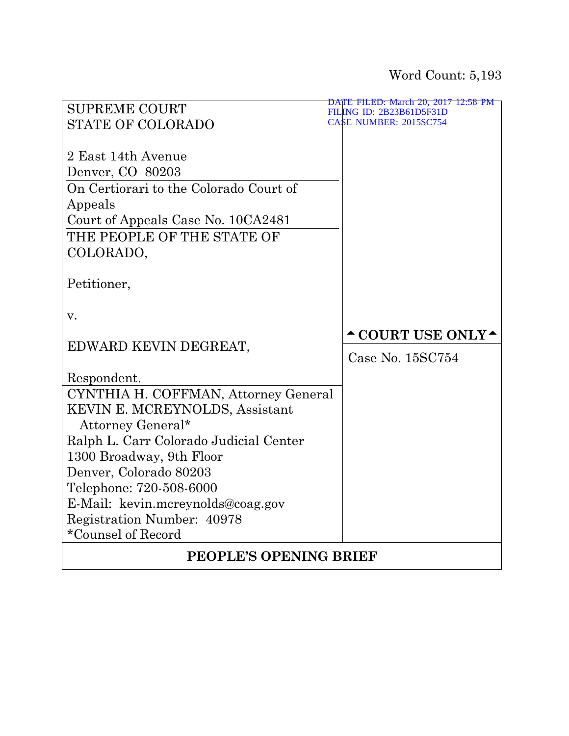Word Count: 5,193

| SUPREME COURT<br>STATE OF COLORADO<br><br>2 East 14th Avenue<br>Denver, CO 80203 | DATE FILED: March 20, 2017 12:58 PM<br>FILING ID: 2B23B61D5F31D<br>CASE NUMBER: 2015SC754 |
|---|---|
| On Certiorari to the Colorado Court of Appeals<br>Court of Appeals Case No. 10CA2481 | |
| THE PEOPLE OF THE STATE OF COLORADO,<br><br>Petitioner,<br><br>v.<br><br>EDWARD KEVIN DEGREAT,<br><br>Respondent. | ▲ COURT USE ONLY ▲<br><br>Case No. 15SC754 |
| CYNTHIA H. COFFMAN, Attorney General<br>KEVIN E. MCREYNOLDS, Assistant Attorney General*<br>Ralph L. Carr Colorado Judicial Center<br>1300 Broadway, 9th Floor<br>Denver, Colorado 80203<br>Telephone: 720-508-6000<br>E-Mail: kevin.mcreynolds@coag.gov<br>Registration Number: 40978<br>*Counsel of Record | |

**PEOPLE'S OPENING BRIEF**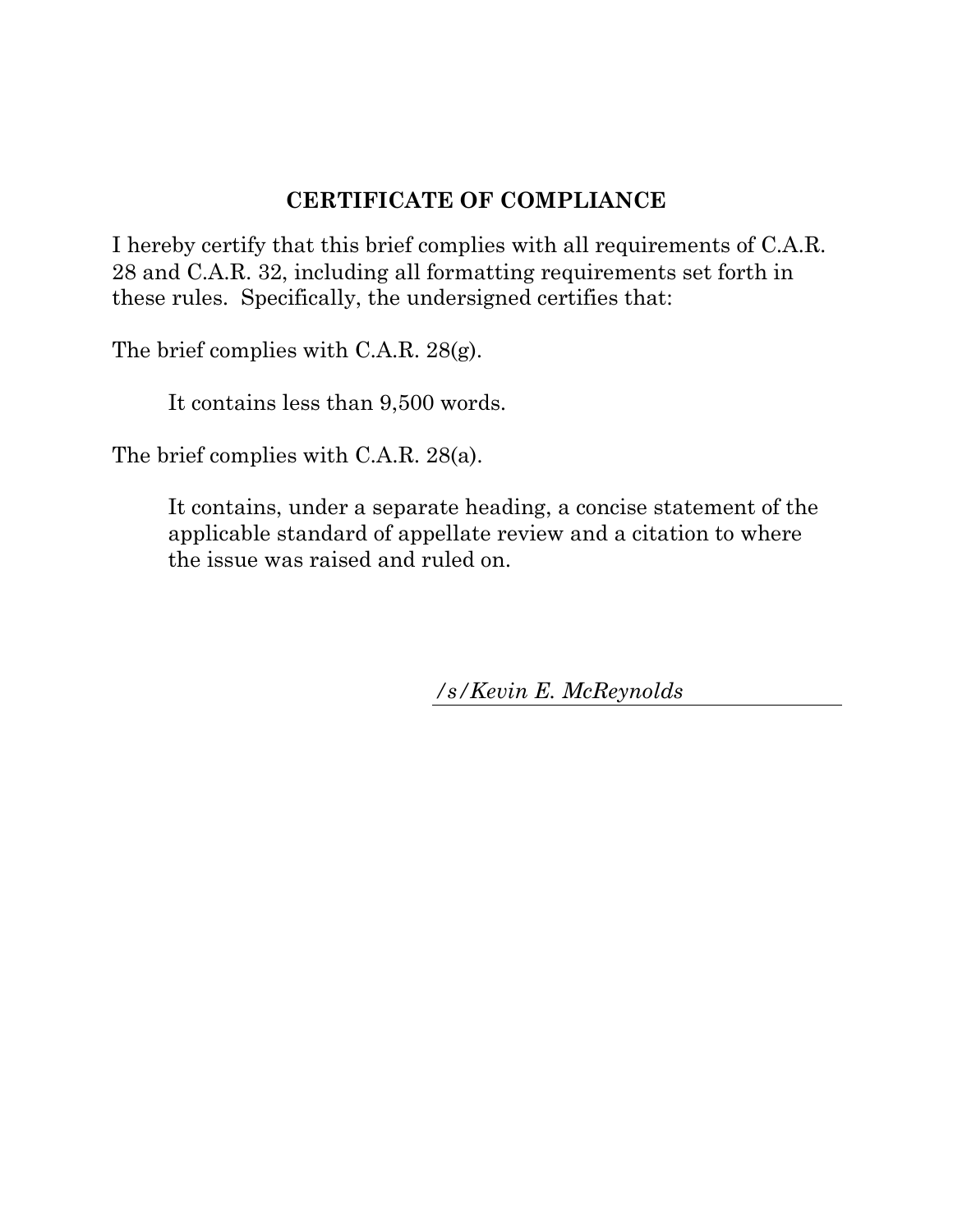## CERTIFICATE OF COMPLIANCE

I hereby certify that this brief complies with all requirements of C.A.R. 28 and C.A.R. 32, including all formatting requirements set forth in these rules. Specifically, the undersigned certifies that:

The brief complies with C.A.R. 28(g).

> It contains less than 9,500 words.

The brief complies with C.A.R. 28(a).

> It contains, under a separate heading, a concise statement of the applicable standard of appellate review and a citation to where the issue was raised and ruled on.

*/s/Kevin E. McReynolds*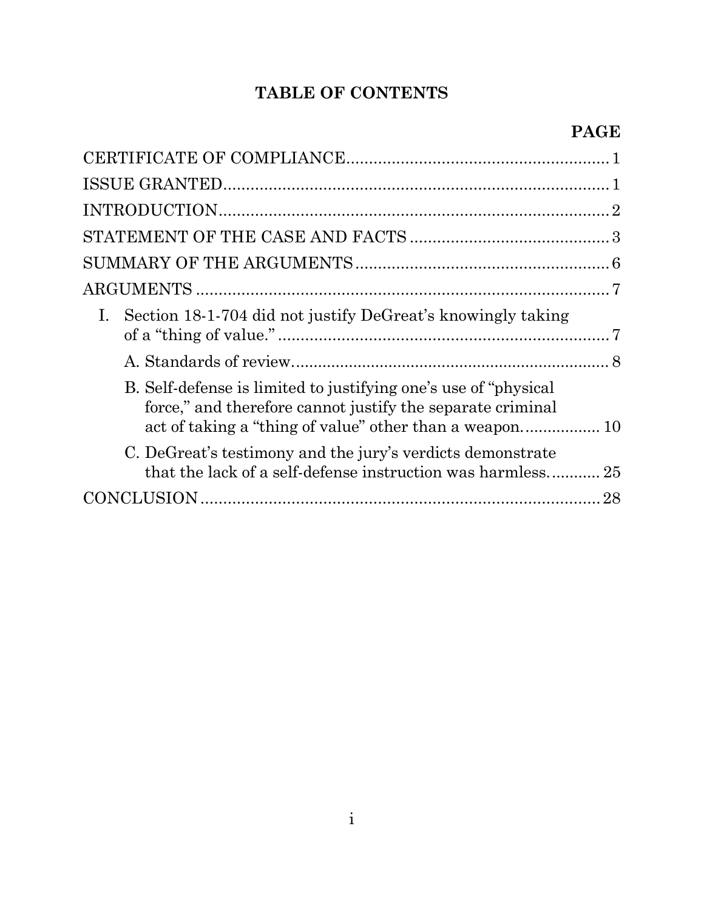# TABLE OF CONTENTS

| | PAGE |
|---|---|
| CERTIFICATE OF COMPLIANCE | 1 |
| ISSUE GRANTED | 1 |
| INTRODUCTION | 2 |
| STATEMENT OF THE CASE AND FACTS | 3 |
| SUMMARY OF THE ARGUMENTS | 6 |
| ARGUMENTS | 7 |
| I. Section 18-1-704 did not justify DeGreat's knowingly taking of a "thing of value." | 7 |
| A. Standards of review. | 8 |
| B. Self-defense is limited to justifying one's use of "physical force," and therefore cannot justify the separate criminal act of taking a "thing of value" other than a weapon. | 10 |
| C. DeGreat's testimony and the jury's verdicts demonstrate that the lack of a self-defense instruction was harmless. | 25 |
| CONCLUSION | 28 |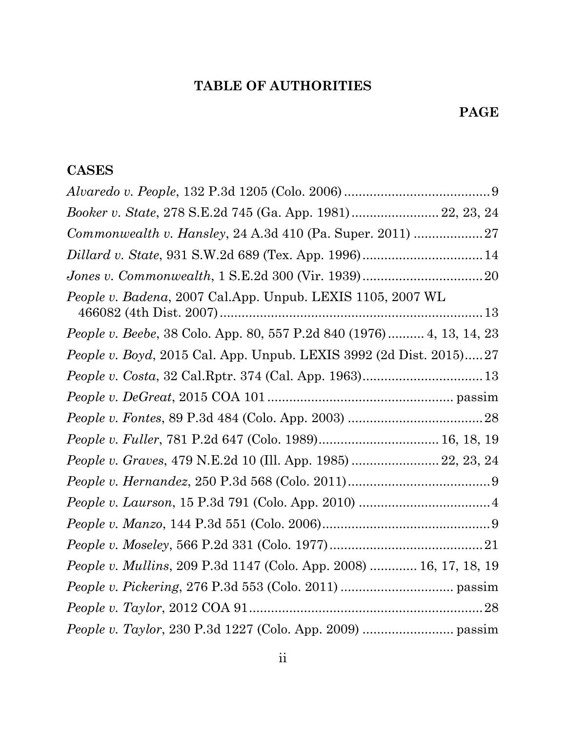# TABLE OF AUTHORITIES

**PAGE**

## CASES

*Alvaredo v. People*, 132 P.3d 1205 (Colo. 2006) .......................................... 9

*Booker v. State*, 278 S.E.2d 745 (Ga. App. 1981) ........................ 22, 23, 24

*Commonwealth v. Hansley*, 24 A.3d 410 (Pa. Super. 2011) .................. 27

*Dillard v. State*, 931 S.W.2d 689 (Tex. App. 1996) ................................ 14

*Jones v. Commonwealth*, 1 S.E.2d 300 (Vir. 1939) ................................ 20

*People v. Badena*, 2007 Cal.App. Unpub. LEXIS 1105, 2007 WL 466082 (4th Dist. 2007) ........................................................................ 13

*People v. Beebe*, 38 Colo. App. 80, 557 P.2d 840 (1976) .......... 4, 13, 14, 23

*People v. Boyd*, 2015 Cal. App. Unpub. LEXIS 3992 (2d Dist. 2015) ..... 27

*People v. Costa*, 32 Cal.Rptr. 374 (Cal. App. 1963) ................................ 13

*People v. DeGreat*, 2015 COA 101 .................................................. passim

*People v. Fontes*, 89 P.3d 484 (Colo. App. 2003) .................................... 28

*People v. Fuller*, 781 P.2d 647 (Colo. 1989) ................................ 16, 18, 19

*People v. Graves*, 479 N.E.2d 10 (Ill. App. 1985) ........................ 22, 23, 24

*People v. Hernandez*, 250 P.3d 568 (Colo. 2011) ...................................... 9

*People v. Laurson*, 15 P.3d 791 (Colo. App. 2010) .................................... 4

*People v. Manzo*, 144 P.3d 551 (Colo. 2006) .............................................. 9

*People v. Moseley*, 566 P.2d 331 (Colo. 1977) .......................................... 21

*People v. Mullins*, 209 P.3d 1147 (Colo. App. 2008) ............ 16, 17, 18, 19

*People v. Pickering*, 276 P.3d 553 (Colo. 2011) .............................. passim

*People v. Taylor*, 2012 COA 91 ................................................................ 28

*People v. Taylor*, 230 P.3d 1227 (Colo. App. 2009) ........................ passim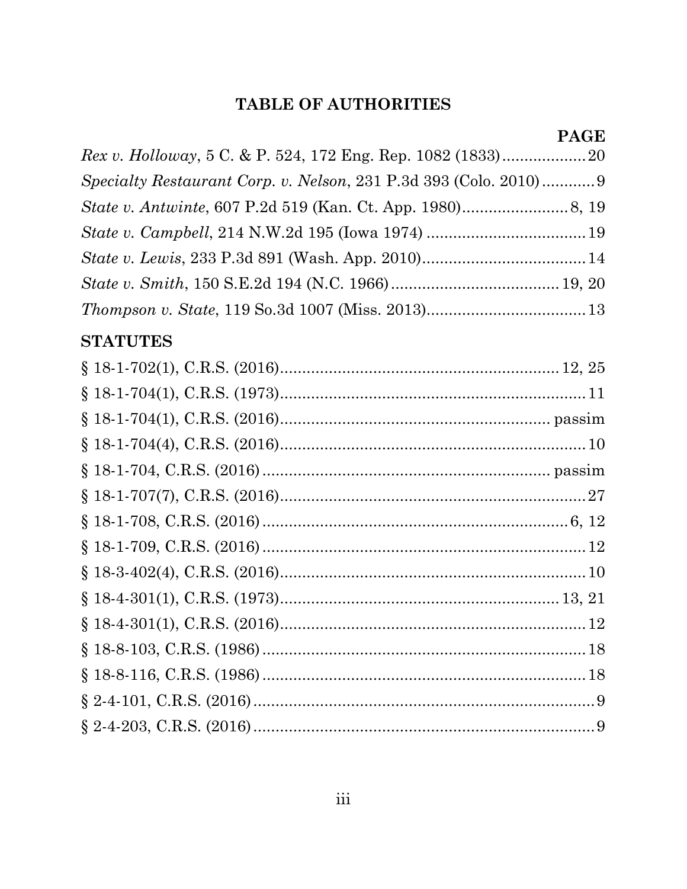# TABLE OF AUTHORITIES

**PAGE**

*Rex v. Holloway*, 5 C. & P. 524, 172 Eng. Rep. 1082 (1833) .................. 20

*Specialty Restaurant Corp. v. Nelson*, 231 P.3d 393 (Colo. 2010) ............ 9

*State v. Antwinte*, 607 P.2d 519 (Kan. Ct. App. 1980) ........................ 8, 19

*State v. Campbell*, 214 N.W.2d 195 (Iowa 1974) .................................... 19

*State v. Lewis*, 233 P.3d 891 (Wash. App. 2010) ..................................... 14

*State v. Smith*, 150 S.E.2d 194 (N.C. 1966) ...................................... 19, 20

*Thompson v. State*, 119 So.3d 1007 (Miss. 2013) .................................... 13

## STATUTES

§ 18-1-702(1), C.R.S. (2016) ............................................................ 12, 25

§ 18-1-704(1), C.R.S. (1973) ..................................................................... 11

§ 18-1-704(1), C.R.S. (2016) ........................................................... passim

§ 18-1-704(4), C.R.S. (2016) ..................................................................... 10

§ 18-1-704, C.R.S. (2016) ................................................................ passim

§ 18-1-707(7), C.R.S. (2016) ..................................................................... 27

§ 18-1-708, C.R.S. (2016) ...................................................................... 6, 12

§ 18-1-709, C.R.S. (2016) ......................................................................... 12

§ 18-3-402(4), C.R.S. (2016) ..................................................................... 10

§ 18-4-301(1), C.R.S. (1973) ............................................................... 13, 21

§ 18-4-301(1), C.R.S. (2016) ..................................................................... 12

§ 18-8-103, C.R.S. (1986) .......................................................................... 18

§ 18-8-116, C.R.S. (1986) .......................................................................... 18

§ 2-4-101, C.R.S. (2016) .............................................................................. 9

§ 2-4-203, C.R.S. (2016) .............................................................................. 9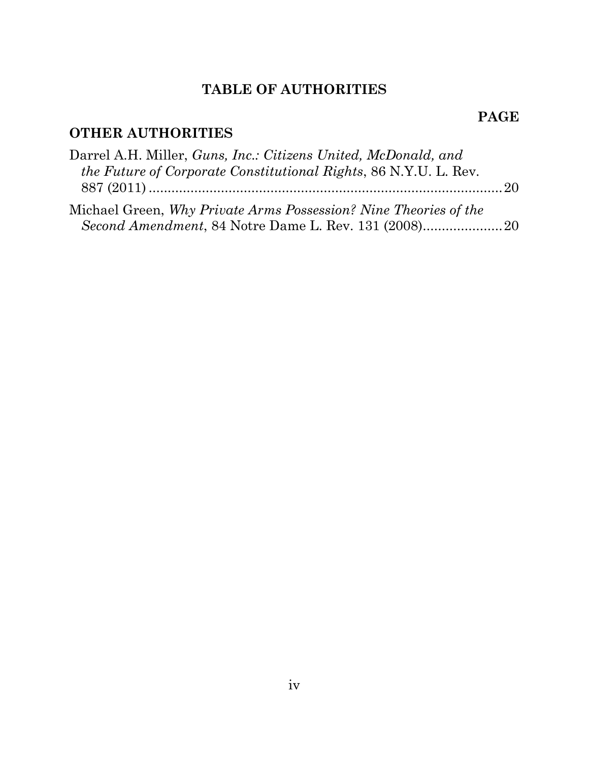## TABLE OF AUTHORITIES

**PAGE**

### OTHER AUTHORITIES

Darrel A.H. Miller, *Guns, Inc.: Citizens United, McDonald, and the Future of Corporate Constitutional Rights*, 86 N.Y.U. L. Rev. 887 (2011) .......... 20

Michael Green, *Why Private Arms Possession? Nine Theories of the Second Amendment*, 84 Notre Dame L. Rev. 131 (2008) .......... 20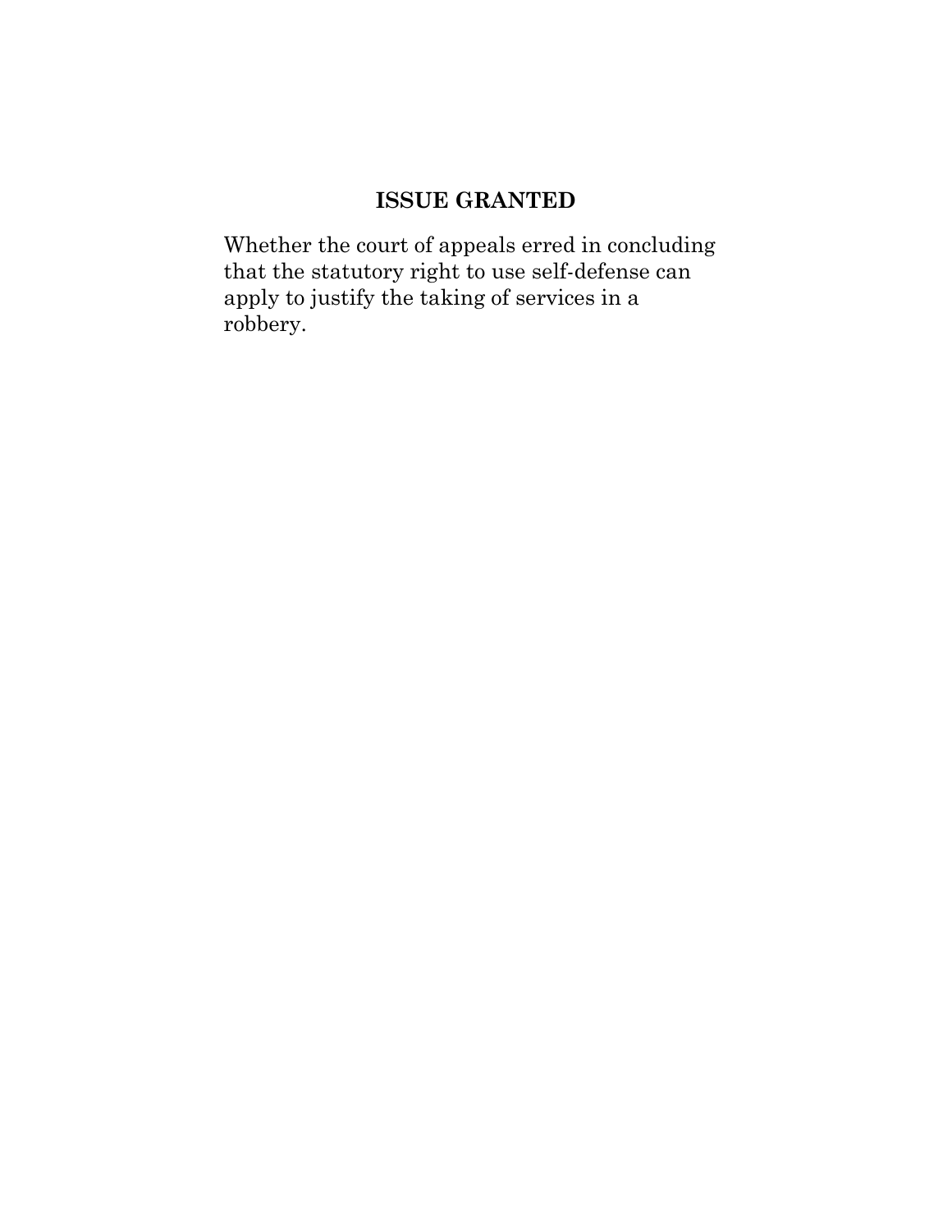## ISSUE GRANTED

Whether the court of appeals erred in concluding that the statutory right to use self-defense can apply to justify the taking of services in a robbery.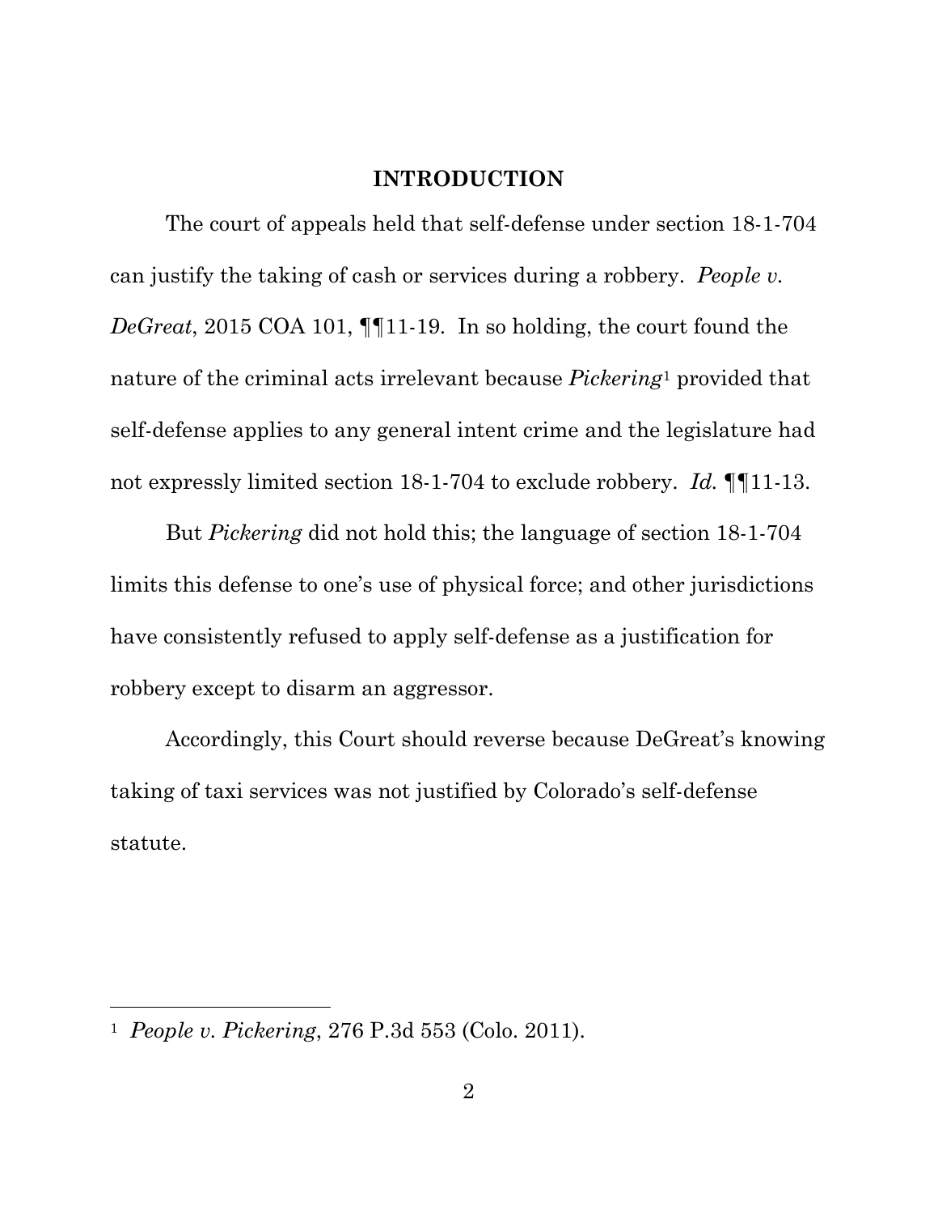## INTRODUCTION

The court of appeals held that self-defense under section 18-1-704 can justify the taking of cash or services during a robbery. *People v. DeGreat*, 2015 COA 101, ¶¶11-19. In so holding, the court found the nature of the criminal acts irrelevant because *Pickering*[1] provided that self-defense applies to any general intent crime and the legislature had not expressly limited section 18-1-704 to exclude robbery. *Id.* ¶¶11-13.

But *Pickering* did not hold this; the language of section 18-1-704 limits this defense to one's use of physical force; and other jurisdictions have consistently refused to apply self-defense as a justification for robbery except to disarm an aggressor.

Accordingly, this Court should reverse because DeGreat's knowing taking of taxi services was not justified by Colorado's self-defense statute.

---

[1] *People v. Pickering*, 276 P.3d 553 (Colo. 2011).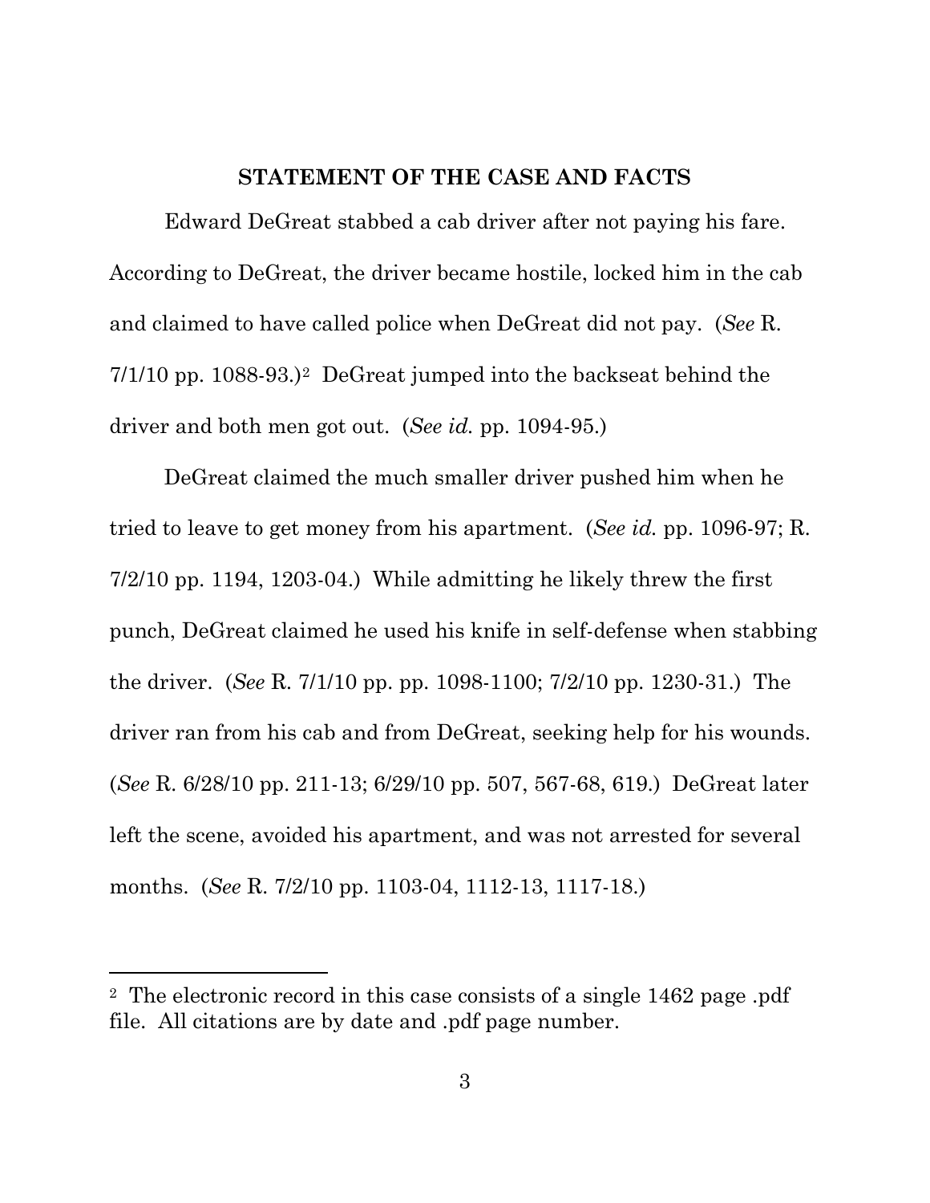## STATEMENT OF THE CASE AND FACTS

Edward DeGreat stabbed a cab driver after not paying his fare. According to DeGreat, the driver became hostile, locked him in the cab and claimed to have called police when DeGreat did not pay. (*See* R. 7/1/10 pp. 1088-93.)[2] DeGreat jumped into the backseat behind the driver and both men got out. (*See id.* pp. 1094-95.)

DeGreat claimed the much smaller driver pushed him when he tried to leave to get money from his apartment. (*See id.* pp. 1096-97; R. 7/2/10 pp. 1194, 1203-04.) While admitting he likely threw the first punch, DeGreat claimed he used his knife in self-defense when stabbing the driver. (*See* R. 7/1/10 pp. pp. 1098-1100; 7/2/10 pp. 1230-31.) The driver ran from his cab and from DeGreat, seeking help for his wounds. (*See* R. 6/28/10 pp. 211-13; 6/29/10 pp. 507, 567-68, 619.) DeGreat later left the scene, avoided his apartment, and was not arrested for several months. (*See* R. 7/2/10 pp. 1103-04, 1112-13, 1117-18.)

---

[2] The electronic record in this case consists of a single 1462 page .pdf file. All citations are by date and .pdf page number.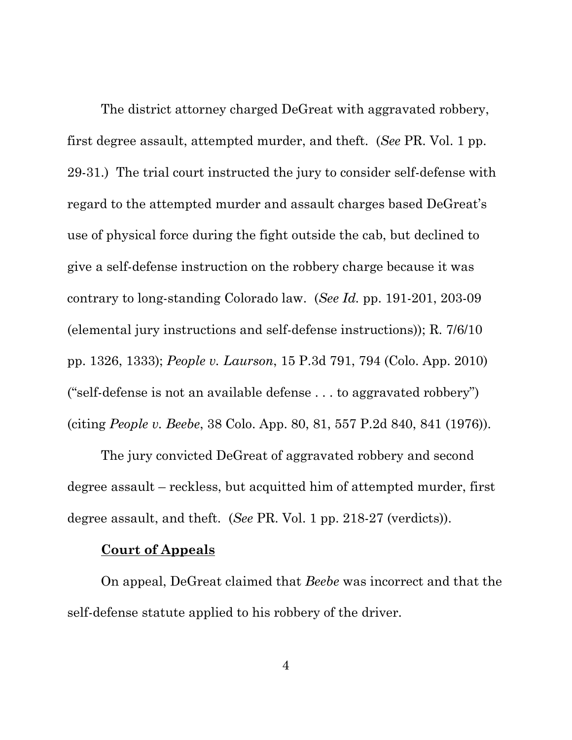The district attorney charged DeGreat with aggravated robbery, first degree assault, attempted murder, and theft. (*See* PR. Vol. 1 pp. 29-31.) The trial court instructed the jury to consider self-defense with regard to the attempted murder and assault charges based DeGreat's use of physical force during the fight outside the cab, but declined to give a self-defense instruction on the robbery charge because it was contrary to long-standing Colorado law. (*See Id.* pp. 191-201, 203-09 (elemental jury instructions and self-defense instructions)); R. 7/6/10 pp. 1326, 1333); *People v. Laurson*, 15 P.3d 791, 794 (Colo. App. 2010) ("self-defense is not an available defense . . . to aggravated robbery") (citing *People v. Beebe*, 38 Colo. App. 80, 81, 557 P.2d 840, 841 (1976)).

The jury convicted DeGreat of aggravated robbery and second degree assault – reckless, but acquitted him of attempted murder, first degree assault, and theft. (*See* PR. Vol. 1 pp. 218-27 (verdicts)).

**<u>Court of Appeals</u>**

On appeal, DeGreat claimed that *Beebe* was incorrect and that the self-defense statute applied to his robbery of the driver.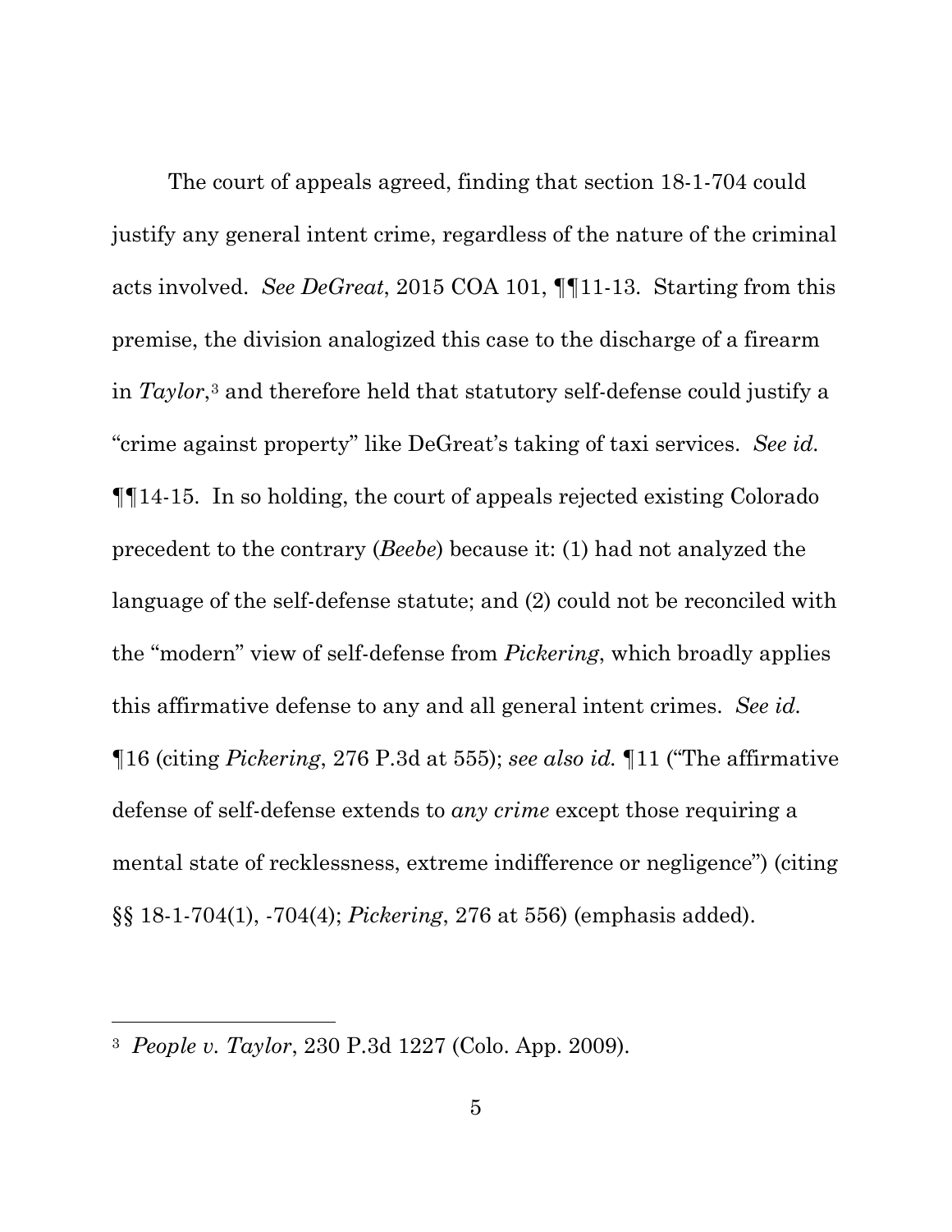The court of appeals agreed, finding that section 18-1-704 could justify any general intent crime, regardless of the nature of the criminal acts involved. *See DeGreat*, 2015 COA 101, ¶¶11-13. Starting from this premise, the division analogized this case to the discharge of a firearm in *Taylor*,[3] and therefore held that statutory self-defense could justify a "crime against property" like DeGreat's taking of taxi services. *See id.* ¶¶14-15. In so holding, the court of appeals rejected existing Colorado precedent to the contrary (*Beebe*) because it: (1) had not analyzed the language of the self-defense statute; and (2) could not be reconciled with the "modern" view of self-defense from *Pickering*, which broadly applies this affirmative defense to any and all general intent crimes. *See id.* ¶16 (citing *Pickering*, 276 P.3d at 555); *see also id.* ¶11 ("The affirmative defense of self-defense extends to *any crime* except those requiring a mental state of recklessness, extreme indifference or negligence") (citing §§ 18-1-704(1), -704(4); *Pickering*, 276 at 556) (emphasis added).

---

[3] *People v. Taylor*, 230 P.3d 1227 (Colo. App. 2009).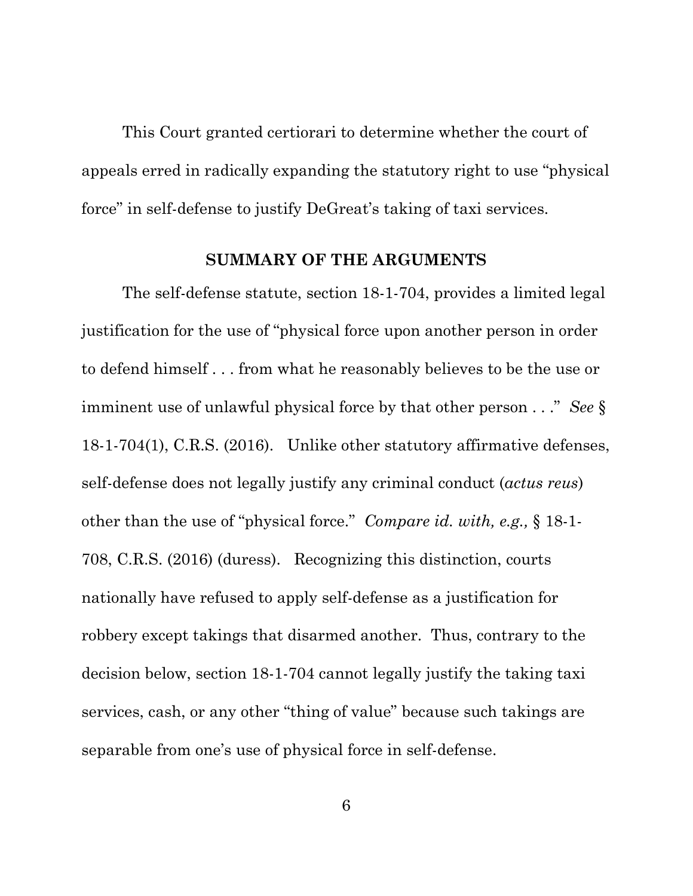This Court granted certiorari to determine whether the court of appeals erred in radically expanding the statutory right to use "physical force" in self-defense to justify DeGreat's taking of taxi services.

## SUMMARY OF THE ARGUMENTS

The self-defense statute, section 18-1-704, provides a limited legal justification for the use of "physical force upon another person in order to defend himself . . . from what he reasonably believes to be the use or imminent use of unlawful physical force by that other person . . ." *See* § 18-1-704(1), C.R.S. (2016). Unlike other statutory affirmative defenses, self-defense does not legally justify any criminal conduct (*actus reus*) other than the use of "physical force." *Compare id. with, e.g.,* § 18-1-708, C.R.S. (2016) (duress). Recognizing this distinction, courts nationally have refused to apply self-defense as a justification for robbery except takings that disarmed another. Thus, contrary to the decision below, section 18-1-704 cannot legally justify the taking taxi services, cash, or any other "thing of value" because such takings are separable from one's use of physical force in self-defense.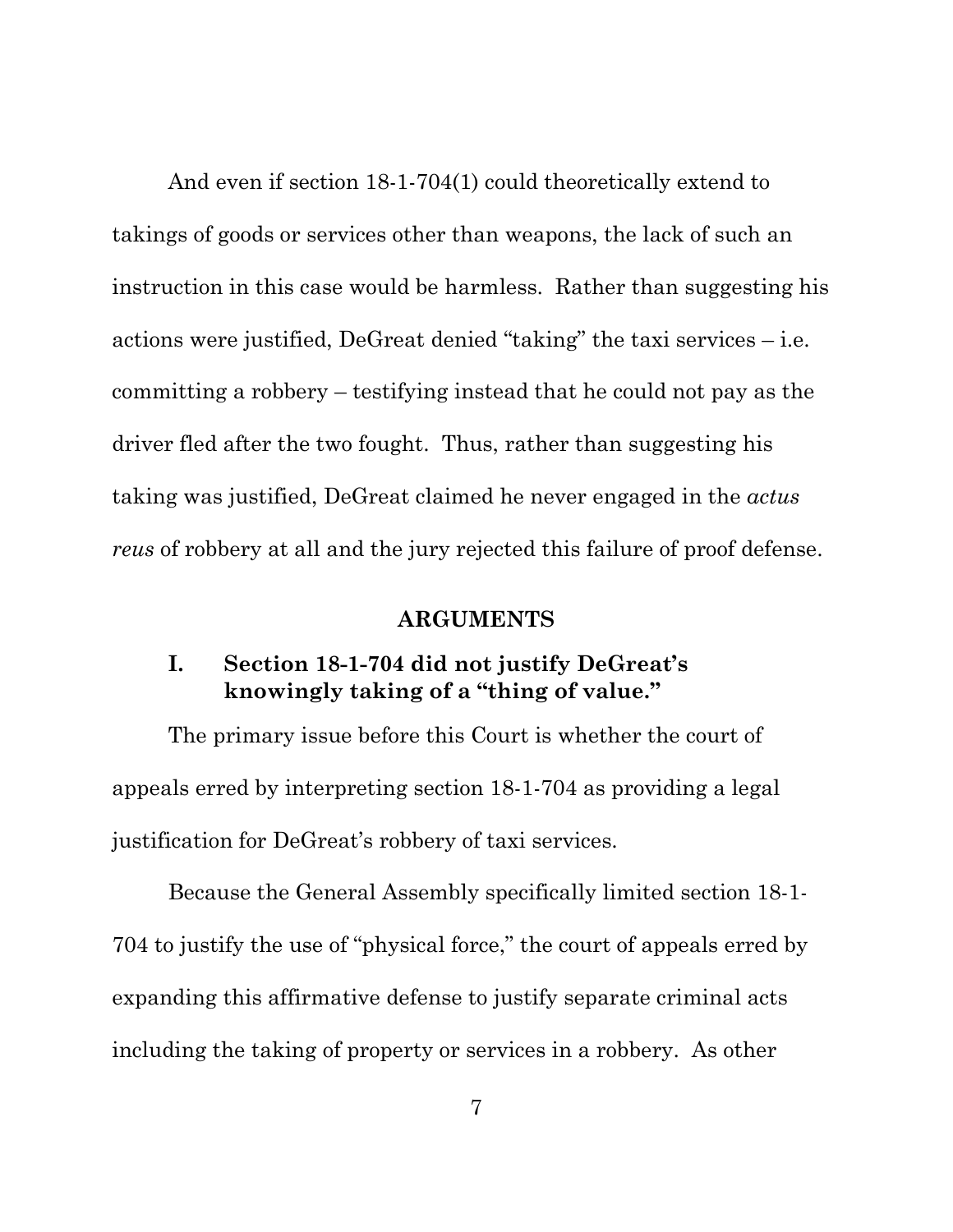And even if section 18-1-704(1) could theoretically extend to takings of goods or services other than weapons, the lack of such an instruction in this case would be harmless. Rather than suggesting his actions were justified, DeGreat denied "taking" the taxi services – i.e. committing a robbery – testifying instead that he could not pay as the driver fled after the two fought. Thus, rather than suggesting his taking was justified, DeGreat claimed he never engaged in the *actus reus* of robbery at all and the jury rejected this failure of proof defense.

## ARGUMENTS

### I. Section 18-1-704 did not justify DeGreat's knowingly taking of a "thing of value."

The primary issue before this Court is whether the court of appeals erred by interpreting section 18-1-704 as providing a legal justification for DeGreat's robbery of taxi services.

Because the General Assembly specifically limited section 18-1-704 to justify the use of "physical force," the court of appeals erred by expanding this affirmative defense to justify separate criminal acts including the taking of property or services in a robbery. As other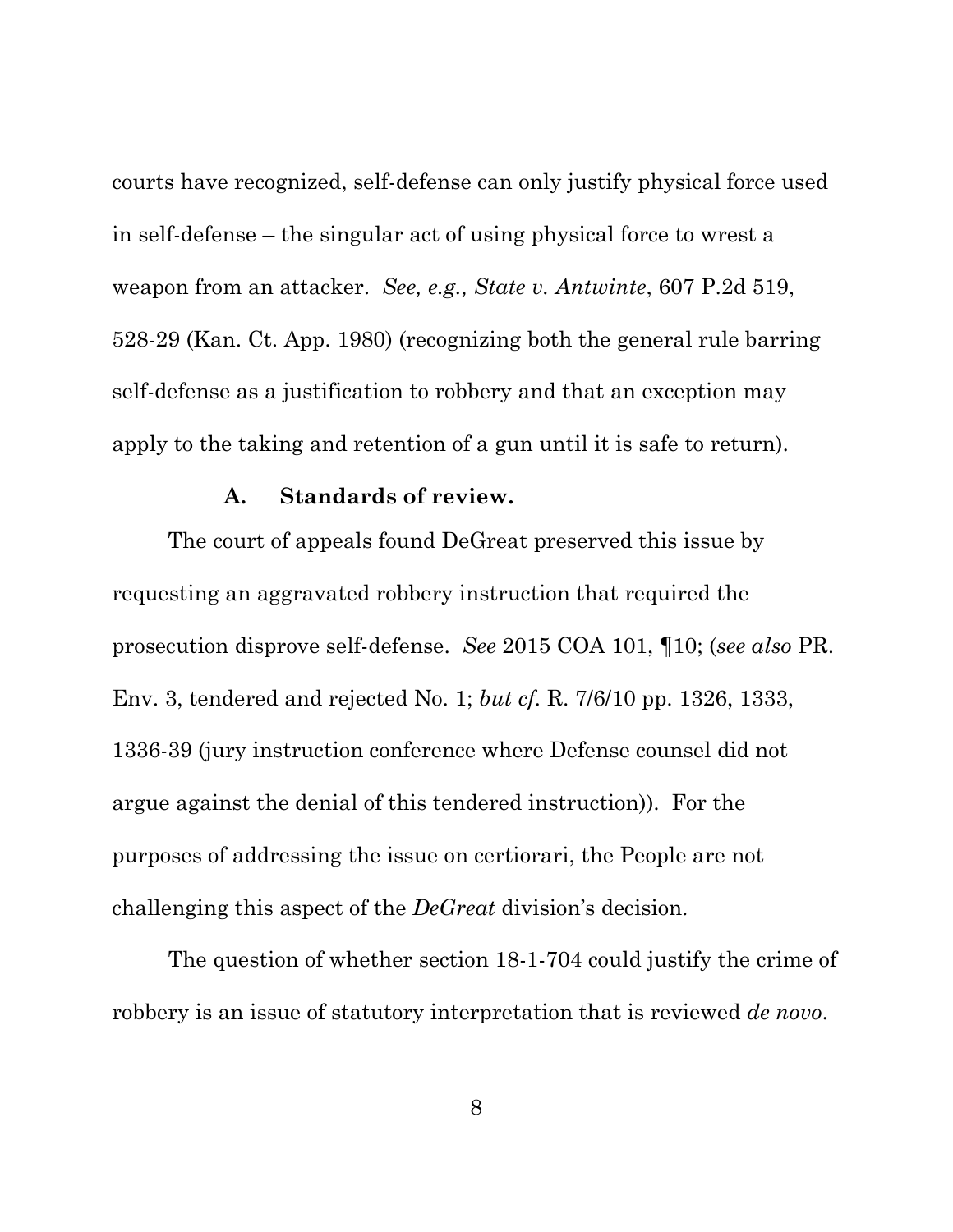courts have recognized, self-defense can only justify physical force used in self-defense – the singular act of using physical force to wrest a weapon from an attacker. *See, e.g., State v. Antwinte*, 607 P.2d 519, 528-29 (Kan. Ct. App. 1980) (recognizing both the general rule barring self-defense as a justification to robbery and that an exception may apply to the taking and retention of a gun until it is safe to return).

### A. Standards of review.

The court of appeals found DeGreat preserved this issue by requesting an aggravated robbery instruction that required the prosecution disprove self-defense. *See* 2015 COA 101, ¶10; (*see also* PR. Env. 3, tendered and rejected No. 1; *but cf.* R. 7/6/10 pp. 1326, 1333, 1336-39 (jury instruction conference where Defense counsel did not argue against the denial of this tendered instruction)). For the purposes of addressing the issue on certiorari, the People are not challenging this aspect of the *DeGreat* division's decision.

The question of whether section 18-1-704 could justify the crime of robbery is an issue of statutory interpretation that is reviewed *de novo*.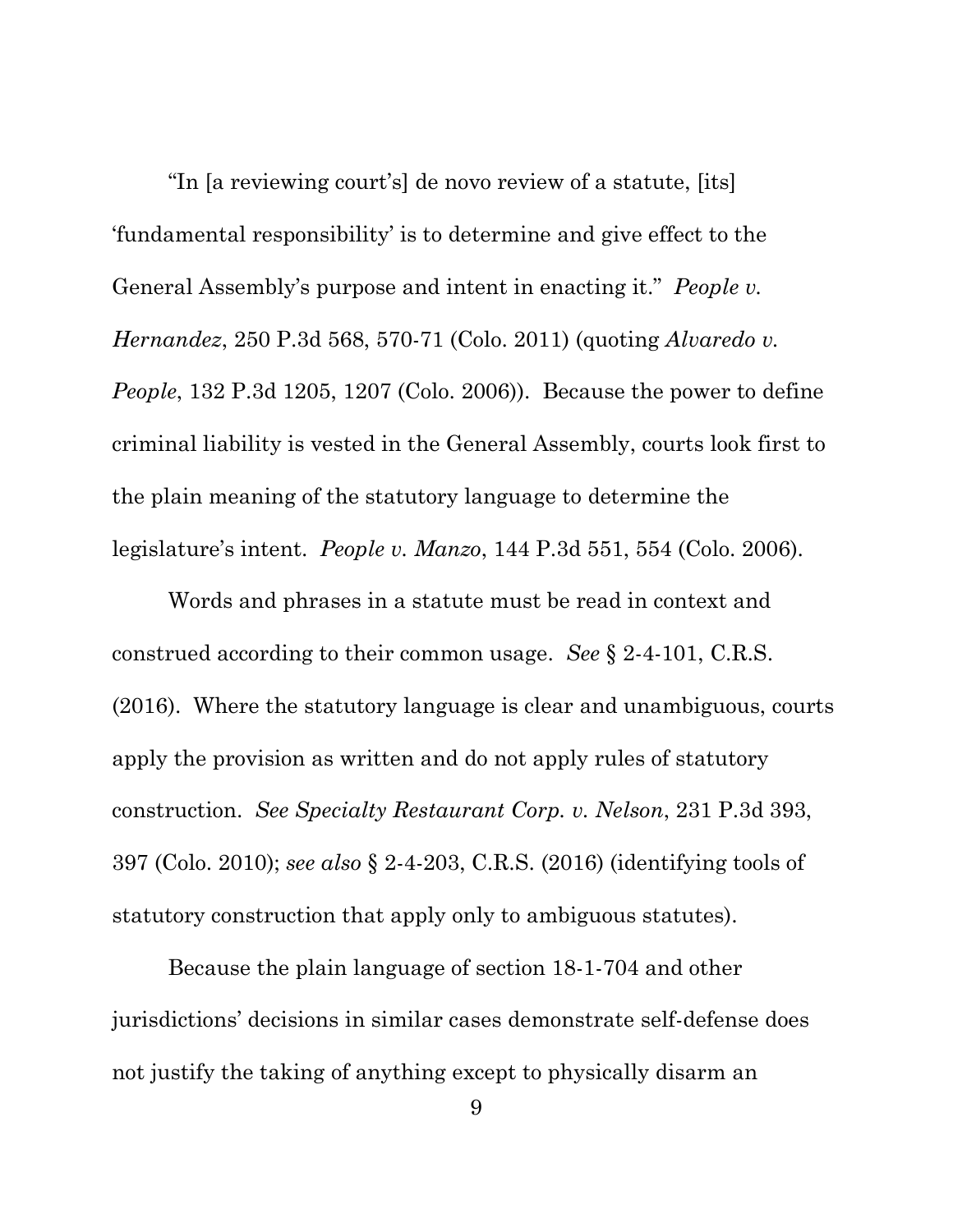"In [a reviewing court's] de novo review of a statute, [its] 'fundamental responsibility' is to determine and give effect to the General Assembly's purpose and intent in enacting it." *People v. Hernandez*, 250 P.3d 568, 570-71 (Colo. 2011) (quoting *Alvaredo v. People*, 132 P.3d 1205, 1207 (Colo. 2006)). Because the power to define criminal liability is vested in the General Assembly, courts look first to the plain meaning of the statutory language to determine the legislature's intent. *People v. Manzo*, 144 P.3d 551, 554 (Colo. 2006).

Words and phrases in a statute must be read in context and construed according to their common usage. *See* § 2-4-101, C.R.S. (2016). Where the statutory language is clear and unambiguous, courts apply the provision as written and do not apply rules of statutory construction. *See Specialty Restaurant Corp. v. Nelson*, 231 P.3d 393, 397 (Colo. 2010); *see also* § 2-4-203, C.R.S. (2016) (identifying tools of statutory construction that apply only to ambiguous statutes).

Because the plain language of section 18-1-704 and other jurisdictions' decisions in similar cases demonstrate self-defense does not justify the taking of anything except to physically disarm an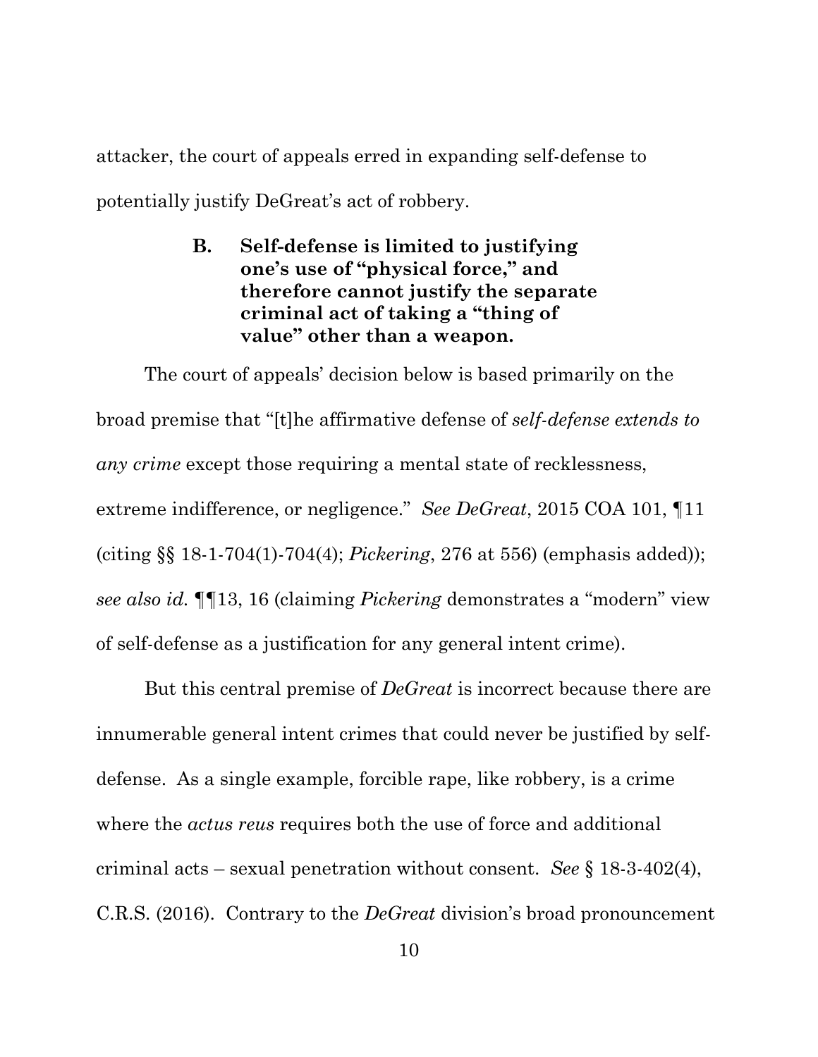attacker, the court of appeals erred in expanding self-defense to potentially justify DeGreat's act of robbery.

### B. Self-defense is limited to justifying one's use of "physical force," and therefore cannot justify the separate criminal act of taking a "thing of value" other than a weapon.

The court of appeals' decision below is based primarily on the broad premise that "[t]he affirmative defense of *self-defense extends to any crime* except those requiring a mental state of recklessness, extreme indifference, or negligence." *See DeGreat*, 2015 COA 101, ¶11 (citing §§ 18-1-704(1)-704(4); *Pickering*, 276 at 556) (emphasis added)); *see also id.* ¶¶13, 16 (claiming *Pickering* demonstrates a "modern" view of self-defense as a justification for any general intent crime).

But this central premise of *DeGreat* is incorrect because there are innumerable general intent crimes that could never be justified by self-defense. As a single example, forcible rape, like robbery, is a crime where the *actus reus* requires both the use of force and additional criminal acts – sexual penetration without consent. *See* § 18-3-402(4), C.R.S. (2016). Contrary to the *DeGreat* division's broad pronouncement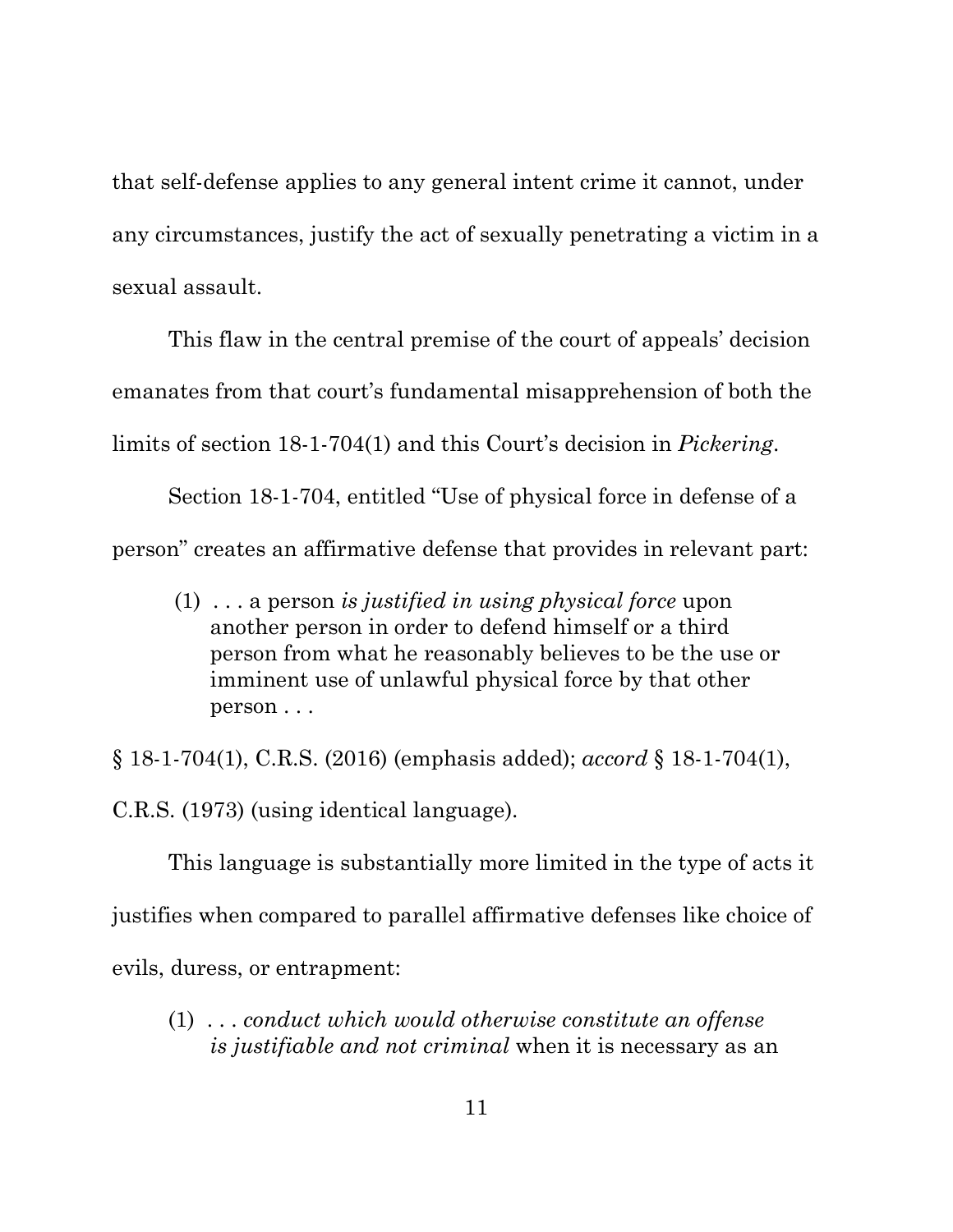that self-defense applies to any general intent crime it cannot, under any circumstances, justify the act of sexually penetrating a victim in a sexual assault.

This flaw in the central premise of the court of appeals' decision emanates from that court's fundamental misapprehension of both the limits of section 18-1-704(1) and this Court's decision in *Pickering*.

Section 18-1-704, entitled "Use of physical force in defense of a person" creates an affirmative defense that provides in relevant part:

> (1) . . . a person *is justified in using physical force* upon another person in order to defend himself or a third person from what he reasonably believes to be the use or imminent use of unlawful physical force by that other person . . .

§ 18-1-704(1), C.R.S. (2016) (emphasis added); *accord* § 18-1-704(1), C.R.S. (1973) (using identical language).

This language is substantially more limited in the type of acts it justifies when compared to parallel affirmative defenses like choice of evils, duress, or entrapment:

> (1) . . . *conduct which would otherwise constitute an offense is justifiable and not criminal* when it is necessary as an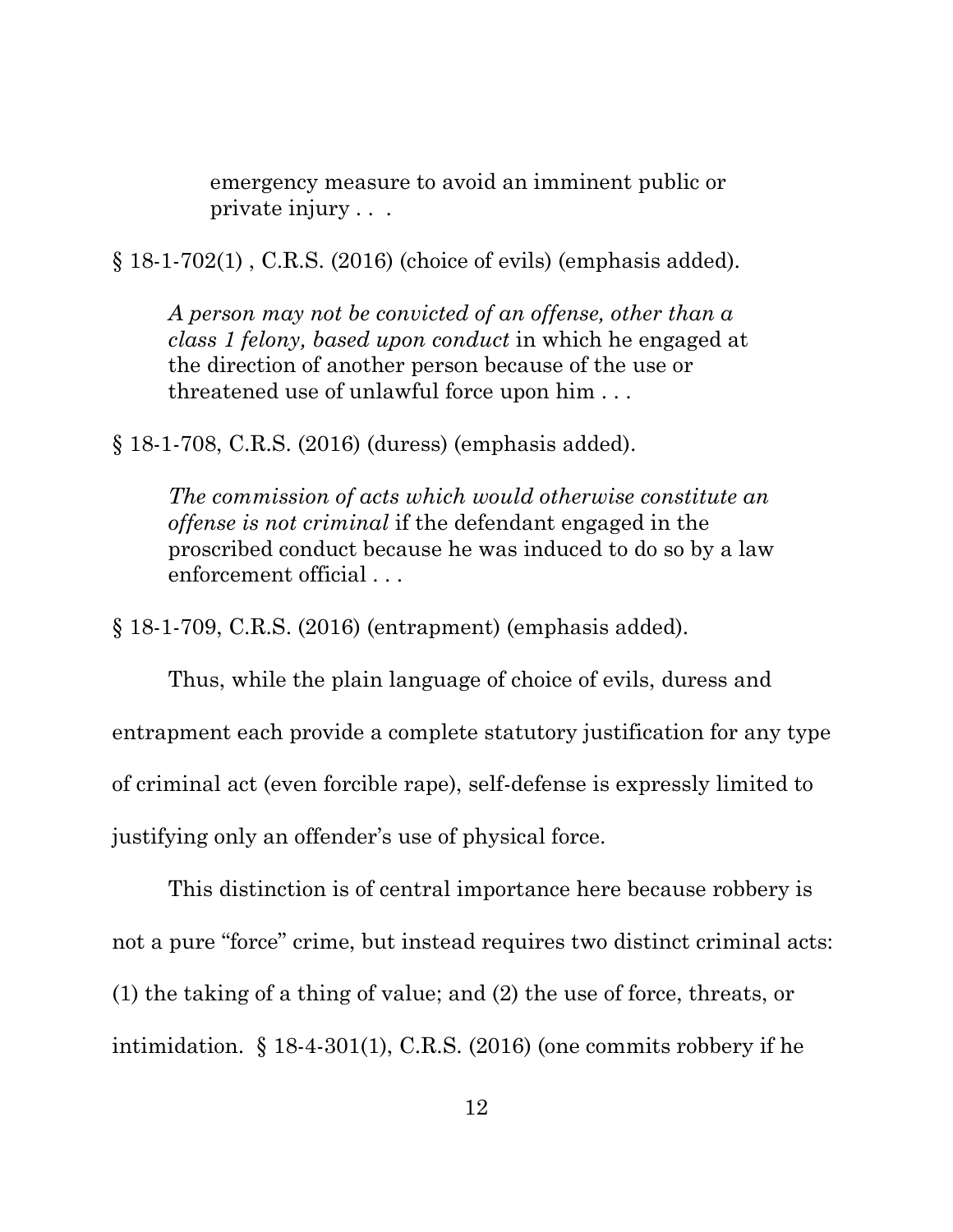> emergency measure to avoid an imminent public or private injury . . .

§ 18-1-702(1) , C.R.S. (2016) (choice of evils) (emphasis added).

> *A person may not be convicted of an offense, other than a class 1 felony, based upon conduct* in which he engaged at the direction of another person because of the use or threatened use of unlawful force upon him . . .

§ 18-1-708, C.R.S. (2016) (duress) (emphasis added).

> *The commission of acts which would otherwise constitute an offense is not criminal* if the defendant engaged in the proscribed conduct because he was induced to do so by a law enforcement official . . .

§ 18-1-709, C.R.S. (2016) (entrapment) (emphasis added).

Thus, while the plain language of choice of evils, duress and entrapment each provide a complete statutory justification for any type of criminal act (even forcible rape), self-defense is expressly limited to justifying only an offender's use of physical force.

This distinction is of central importance here because robbery is not a pure "force" crime, but instead requires two distinct criminal acts: (1) the taking of a thing of value; and (2) the use of force, threats, or intimidation. § 18-4-301(1), C.R.S. (2016) (one commits robbery if he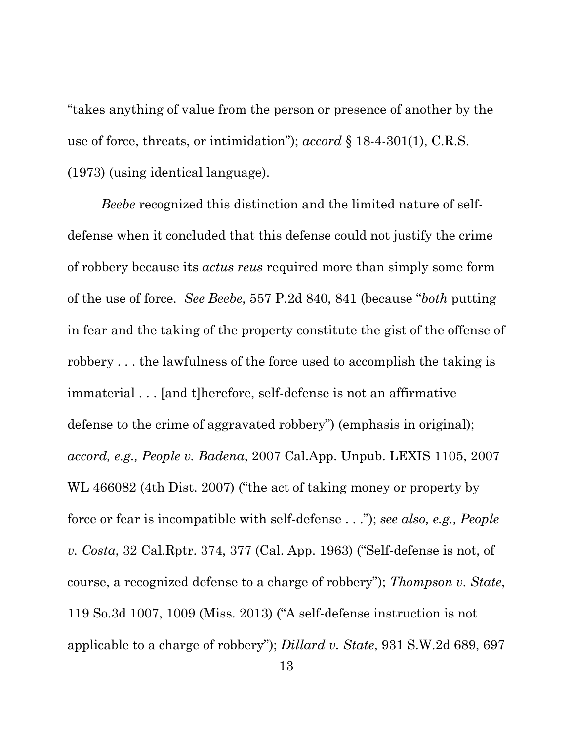"takes anything of value from the person or presence of another by the use of force, threats, or intimidation"); *accord* § 18-4-301(1), C.R.S. (1973) (using identical language).

*Beebe* recognized this distinction and the limited nature of self-defense when it concluded that this defense could not justify the crime of robbery because its *actus reus* required more than simply some form of the use of force. *See Beebe*, 557 P.2d 840, 841 (because "*both* putting in fear and the taking of the property constitute the gist of the offense of robbery . . . the lawfulness of the force used to accomplish the taking is immaterial . . . [and t]herefore, self-defense is not an affirmative defense to the crime of aggravated robbery") (emphasis in original); *accord, e.g., People v. Badena*, 2007 Cal.App. Unpub. LEXIS 1105, 2007 WL 466082 (4th Dist. 2007) ("the act of taking money or property by force or fear is incompatible with self-defense . . ."); *see also, e.g., People v. Costa*, 32 Cal.Rptr. 374, 377 (Cal. App. 1963) ("Self-defense is not, of course, a recognized defense to a charge of robbery"); *Thompson v. State*, 119 So.3d 1007, 1009 (Miss. 2013) ("A self-defense instruction is not applicable to a charge of robbery"); *Dillard v. State*, 931 S.W.2d 689, 697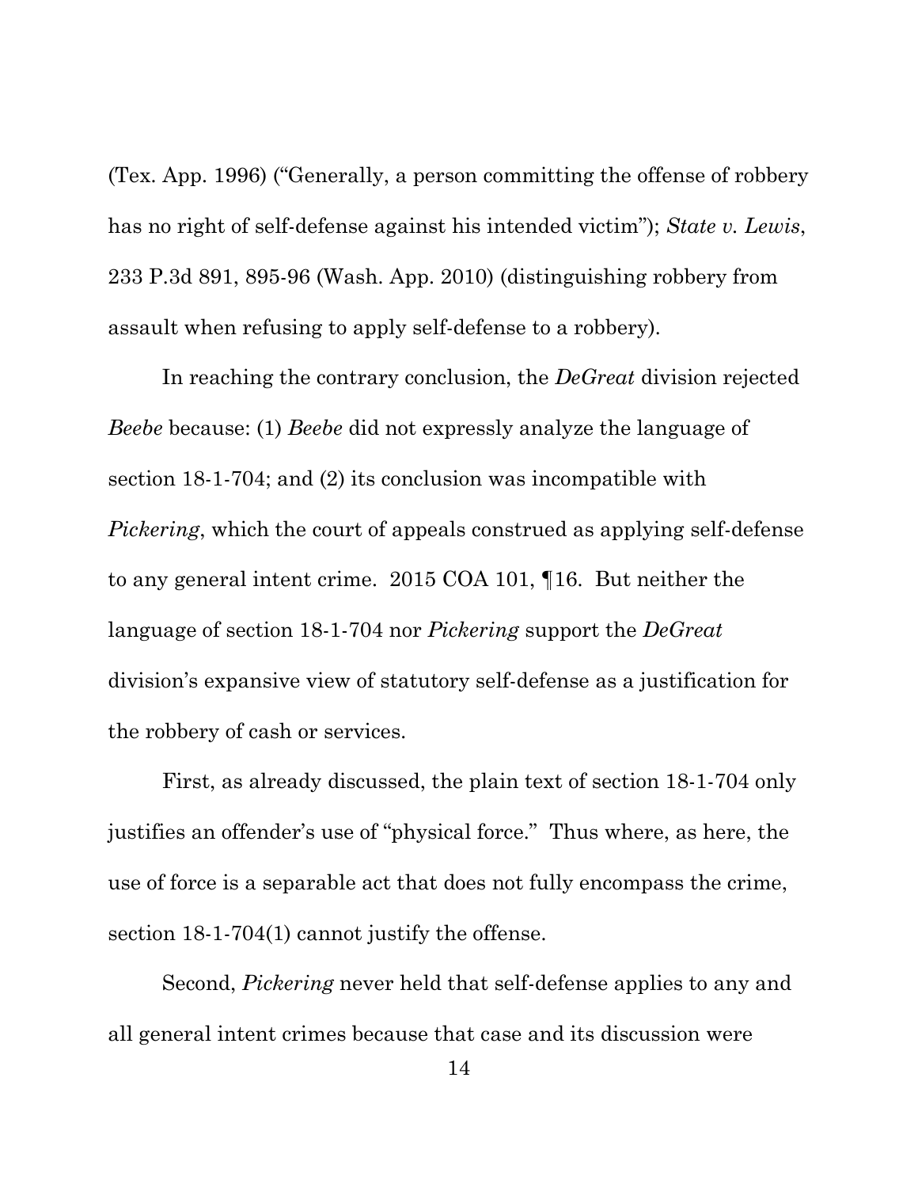(Tex. App. 1996) ("Generally, a person committing the offense of robbery has no right of self-defense against his intended victim"); *State v. Lewis*, 233 P.3d 891, 895-96 (Wash. App. 2010) (distinguishing robbery from assault when refusing to apply self-defense to a robbery).

In reaching the contrary conclusion, the *DeGreat* division rejected *Beebe* because: (1) *Beebe* did not expressly analyze the language of section 18-1-704; and (2) its conclusion was incompatible with *Pickering*, which the court of appeals construed as applying self-defense to any general intent crime. 2015 COA 101, ¶16. But neither the language of section 18-1-704 nor *Pickering* support the *DeGreat* division's expansive view of statutory self-defense as a justification for the robbery of cash or services.

First, as already discussed, the plain text of section 18-1-704 only justifies an offender's use of "physical force." Thus where, as here, the use of force is a separable act that does not fully encompass the crime, section 18-1-704(1) cannot justify the offense.

Second, *Pickering* never held that self-defense applies to any and all general intent crimes because that case and its discussion were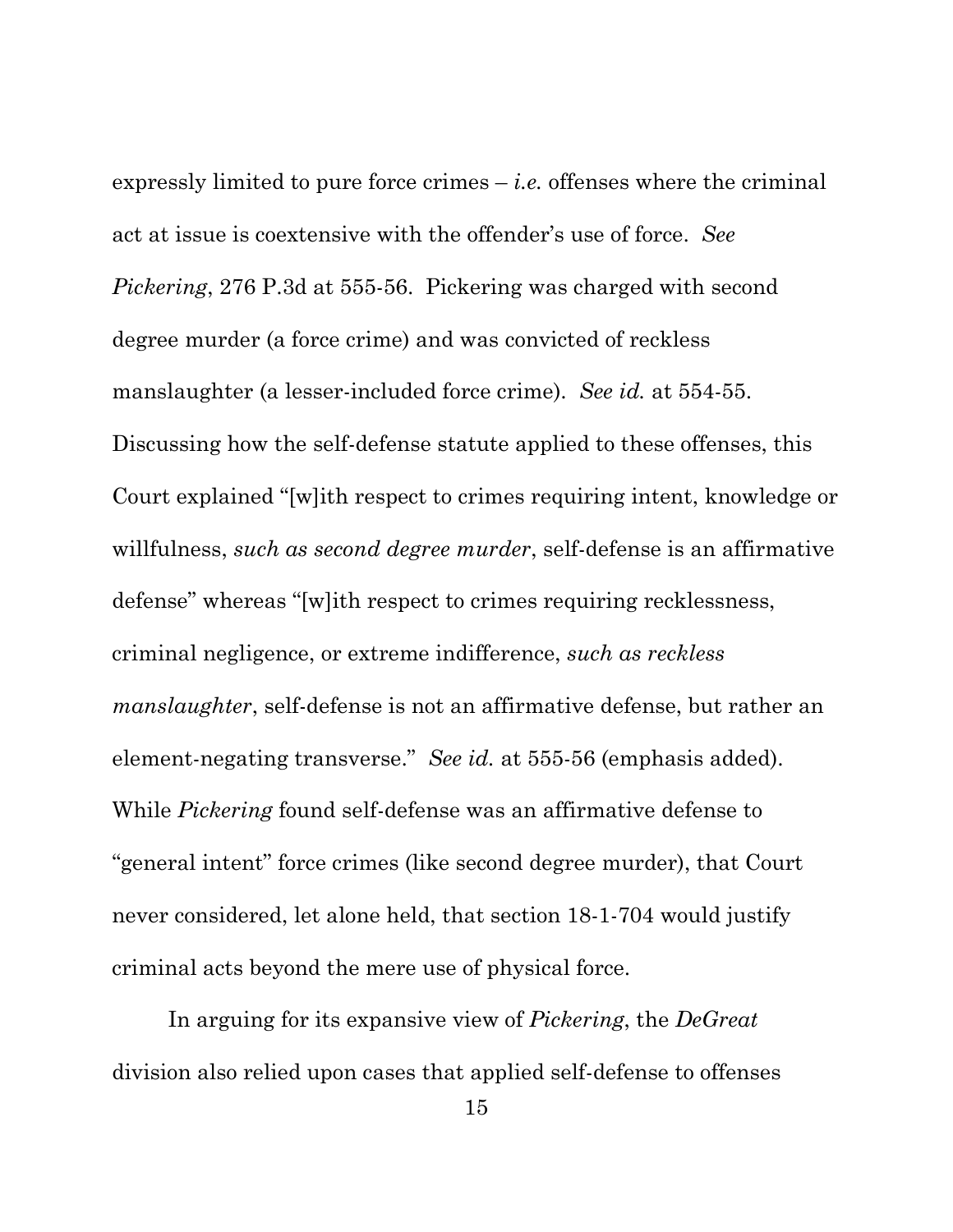expressly limited to pure force crimes – *i.e.* offenses where the criminal act at issue is coextensive with the offender's use of force. *See Pickering*, 276 P.3d at 555-56. Pickering was charged with second degree murder (a force crime) and was convicted of reckless manslaughter (a lesser-included force crime). *See id.* at 554-55. Discussing how the self-defense statute applied to these offenses, this Court explained "[w]ith respect to crimes requiring intent, knowledge or willfulness, *such as second degree murder*, self-defense is an affirmative defense" whereas "[w]ith respect to crimes requiring recklessness, criminal negligence, or extreme indifference, *such as reckless manslaughter*, self-defense is not an affirmative defense, but rather an element-negating transverse." *See id.* at 555-56 (emphasis added). While *Pickering* found self-defense was an affirmative defense to "general intent" force crimes (like second degree murder), that Court never considered, let alone held, that section 18-1-704 would justify criminal acts beyond the mere use of physical force.

In arguing for its expansive view of *Pickering*, the *DeGreat* division also relied upon cases that applied self-defense to offenses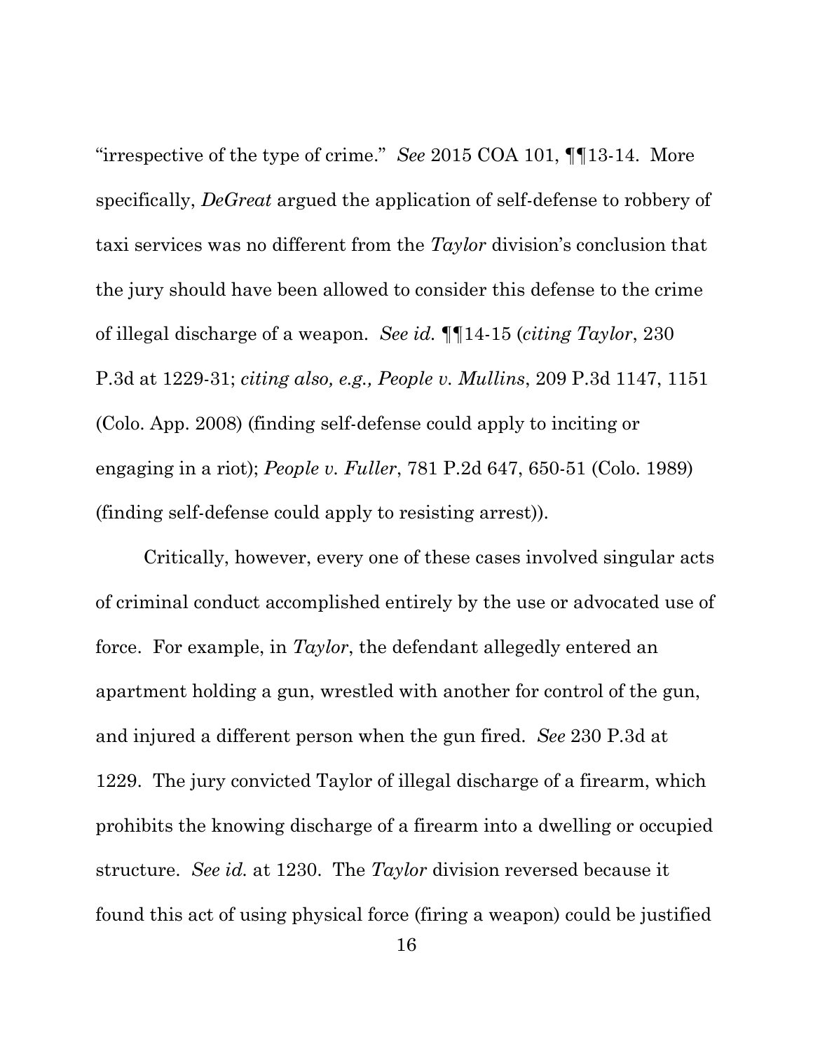"irrespective of the type of crime." *See* 2015 COA 101, ¶¶13-14. More specifically, *DeGreat* argued the application of self-defense to robbery of taxi services was no different from the *Taylor* division's conclusion that the jury should have been allowed to consider this defense to the crime of illegal discharge of a weapon. *See id.* ¶¶14-15 (*citing Taylor*, 230 P.3d at 1229-31; *citing also, e.g., People v. Mullins*, 209 P.3d 1147, 1151 (Colo. App. 2008) (finding self-defense could apply to inciting or engaging in a riot); *People v. Fuller*, 781 P.2d 647, 650-51 (Colo. 1989) (finding self-defense could apply to resisting arrest)).

Critically, however, every one of these cases involved singular acts of criminal conduct accomplished entirely by the use or advocated use of force. For example, in *Taylor*, the defendant allegedly entered an apartment holding a gun, wrestled with another for control of the gun, and injured a different person when the gun fired. *See* 230 P.3d at 1229. The jury convicted Taylor of illegal discharge of a firearm, which prohibits the knowing discharge of a firearm into a dwelling or occupied structure. *See id.* at 1230. The *Taylor* division reversed because it found this act of using physical force (firing a weapon) could be justified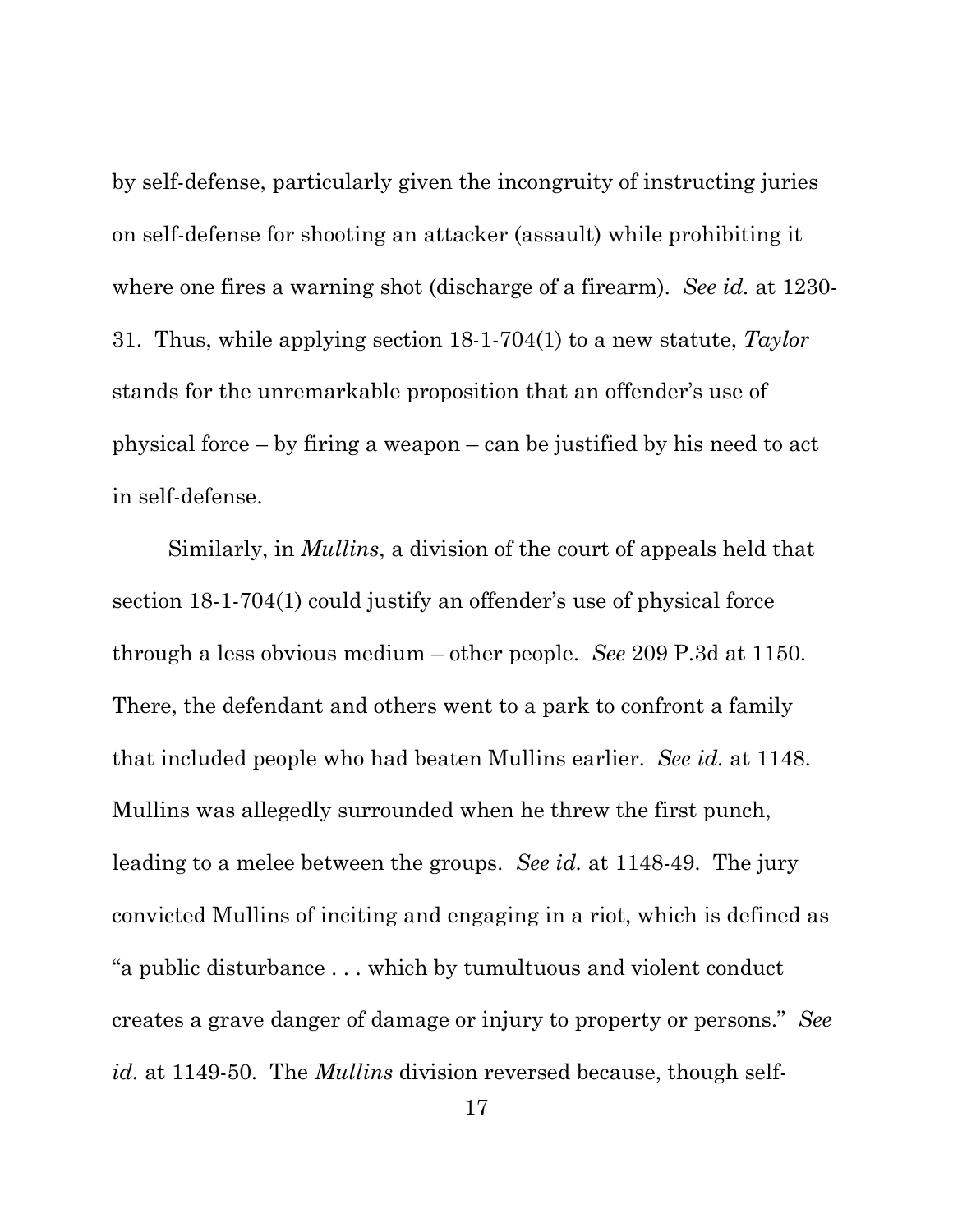by self-defense, particularly given the incongruity of instructing juries on self-defense for shooting an attacker (assault) while prohibiting it where one fires a warning shot (discharge of a firearm). *See id.* at 1230-31. Thus, while applying section 18-1-704(1) to a new statute, *Taylor* stands for the unremarkable proposition that an offender's use of physical force – by firing a weapon – can be justified by his need to act in self-defense.

Similarly, in *Mullins*, a division of the court of appeals held that section 18-1-704(1) could justify an offender's use of physical force through a less obvious medium – other people. *See* 209 P.3d at 1150. There, the defendant and others went to a park to confront a family that included people who had beaten Mullins earlier. *See id.* at 1148. Mullins was allegedly surrounded when he threw the first punch, leading to a melee between the groups. *See id.* at 1148-49. The jury convicted Mullins of inciting and engaging in a riot, which is defined as "a public disturbance . . . which by tumultuous and violent conduct creates a grave danger of damage or injury to property or persons." *See id.* at 1149-50. The *Mullins* division reversed because, though self-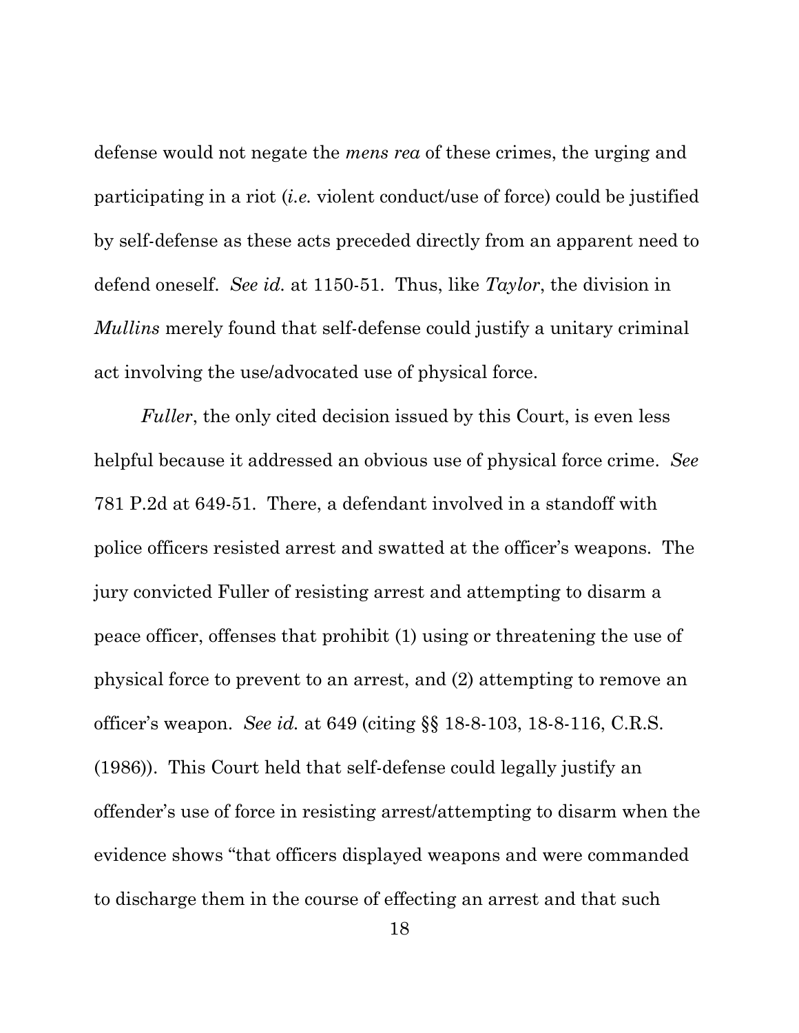defense would not negate the *mens rea* of these crimes, the urging and participating in a riot (*i.e.* violent conduct/use of force) could be justified by self-defense as these acts preceded directly from an apparent need to defend oneself. *See id.* at 1150-51. Thus, like *Taylor*, the division in *Mullins* merely found that self-defense could justify a unitary criminal act involving the use/advocated use of physical force.

*Fuller*, the only cited decision issued by this Court, is even less helpful because it addressed an obvious use of physical force crime. *See* 781 P.2d at 649-51. There, a defendant involved in a standoff with police officers resisted arrest and swatted at the officer's weapons. The jury convicted Fuller of resisting arrest and attempting to disarm a peace officer, offenses that prohibit (1) using or threatening the use of physical force to prevent to an arrest, and (2) attempting to remove an officer's weapon. *See id.* at 649 (citing §§ 18-8-103, 18-8-116, C.R.S. (1986)). This Court held that self-defense could legally justify an offender's use of force in resisting arrest/attempting to disarm when the evidence shows "that officers displayed weapons and were commanded to discharge them in the course of effecting an arrest and that such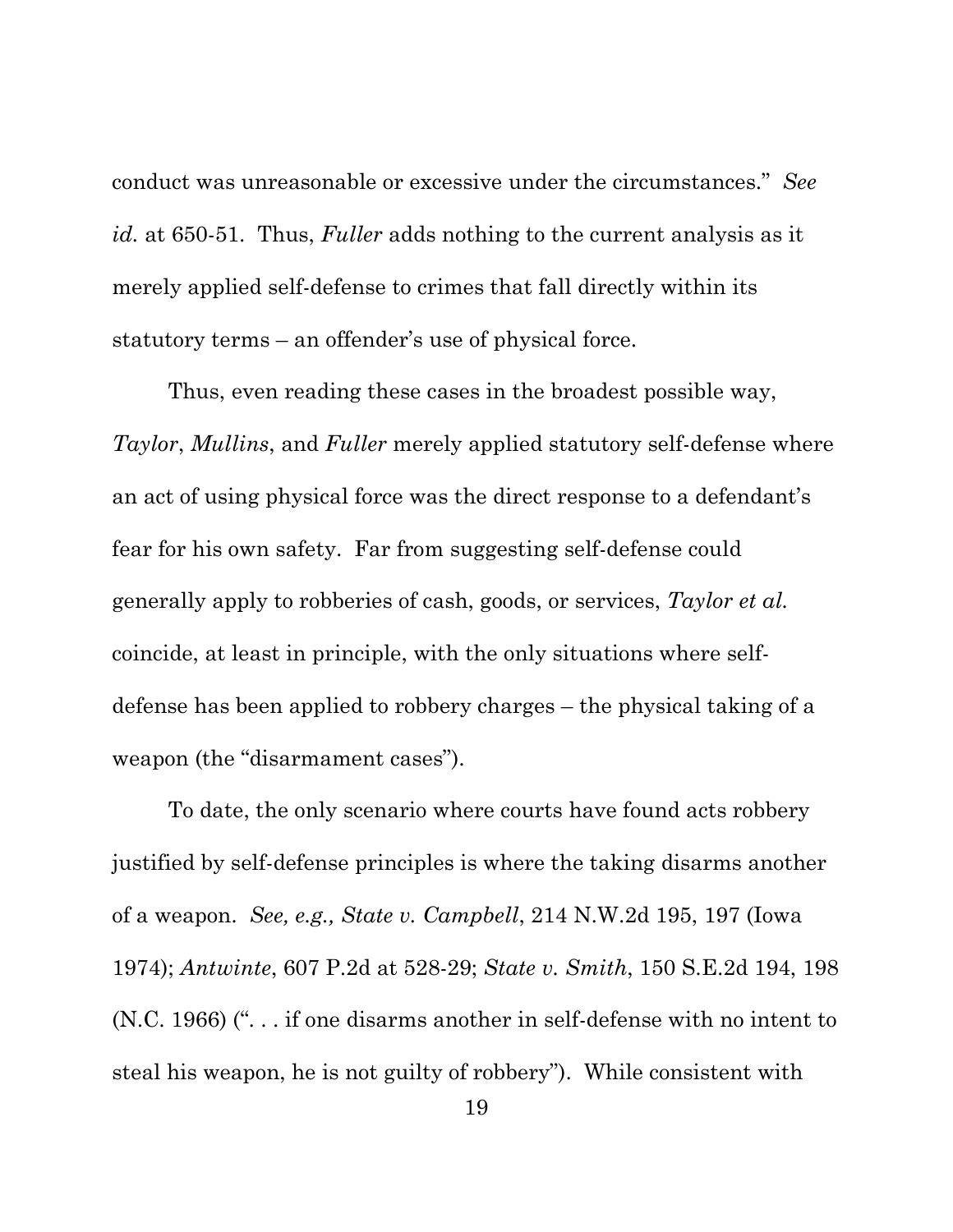conduct was unreasonable or excessive under the circumstances." *See id.* at 650-51. Thus, *Fuller* adds nothing to the current analysis as it merely applied self-defense to crimes that fall directly within its statutory terms – an offender's use of physical force.

Thus, even reading these cases in the broadest possible way, *Taylor*, *Mullins*, and *Fuller* merely applied statutory self-defense where an act of using physical force was the direct response to a defendant's fear for his own safety. Far from suggesting self-defense could generally apply to robberies of cash, goods, or services, *Taylor et al.* coincide, at least in principle, with the only situations where self-defense has been applied to robbery charges – the physical taking of a weapon (the "disarmament cases").

To date, the only scenario where courts have found acts robbery justified by self-defense principles is where the taking disarms another of a weapon. *See, e.g., State v. Campbell*, 214 N.W.2d 195, 197 (Iowa 1974); *Antwinte*, 607 P.2d at 528-29; *State v. Smith*, 150 S.E.2d 194, 198 (N.C. 1966) (". . . if one disarms another in self-defense with no intent to steal his weapon, he is not guilty of robbery"). While consistent with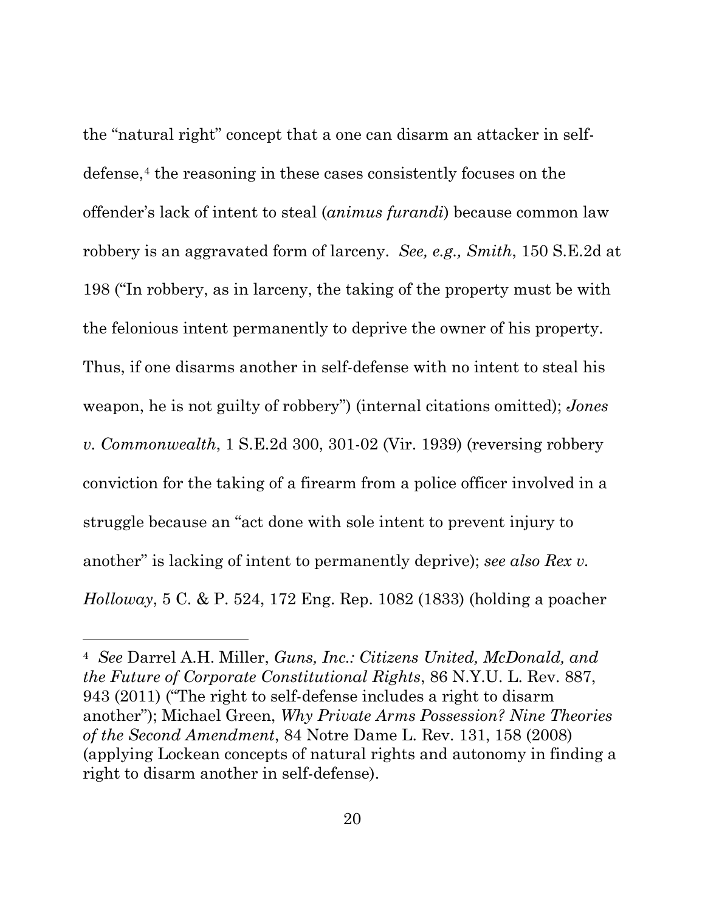the "natural right" concept that a one can disarm an attacker in self-defense,[4] the reasoning in these cases consistently focuses on the offender's lack of intent to steal (*animus furandi*) because common law robbery is an aggravated form of larceny. *See, e.g., Smith*, 150 S.E.2d at 198 ("In robbery, as in larceny, the taking of the property must be with the felonious intent permanently to deprive the owner of his property. Thus, if one disarms another in self-defense with no intent to steal his weapon, he is not guilty of robbery") (internal citations omitted); *Jones v. Commonwealth*, 1 S.E.2d 300, 301-02 (Vir. 1939) (reversing robbery conviction for the taking of a firearm from a police officer involved in a struggle because an "act done with sole intent to prevent injury to another" is lacking of intent to permanently deprive); *see also Rex v. Holloway*, 5 C. & P. 524, 172 Eng. Rep. 1082 (1833) (holding a poacher

---

[4] *See* Darrel A.H. Miller, *Guns, Inc.: Citizens United, McDonald, and the Future of Corporate Constitutional Rights*, 86 N.Y.U. L. Rev. 887, 943 (2011) ("The right to self-defense includes a right to disarm another"); Michael Green, *Why Private Arms Possession? Nine Theories of the Second Amendment*, 84 Notre Dame L. Rev. 131, 158 (2008) (applying Lockean concepts of natural rights and autonomy in finding a right to disarm another in self-defense).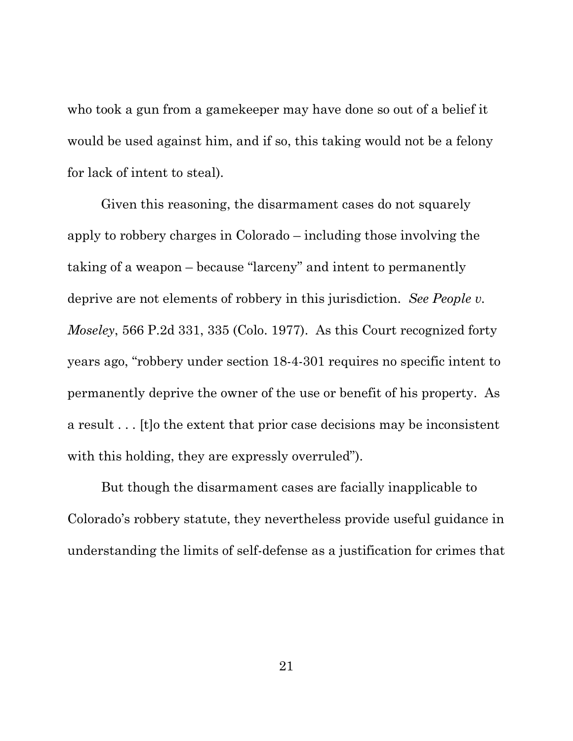who took a gun from a gamekeeper may have done so out of a belief it would be used against him, and if so, this taking would not be a felony for lack of intent to steal).

Given this reasoning, the disarmament cases do not squarely apply to robbery charges in Colorado – including those involving the taking of a weapon – because "larceny" and intent to permanently deprive are not elements of robbery in this jurisdiction. *See People v. Moseley*, 566 P.2d 331, 335 (Colo. 1977). As this Court recognized forty years ago, "robbery under section 18-4-301 requires no specific intent to permanently deprive the owner of the use or benefit of his property. As a result . . . [t]o the extent that prior case decisions may be inconsistent with this holding, they are expressly overruled").

But though the disarmament cases are facially inapplicable to Colorado's robbery statute, they nevertheless provide useful guidance in understanding the limits of self-defense as a justification for crimes that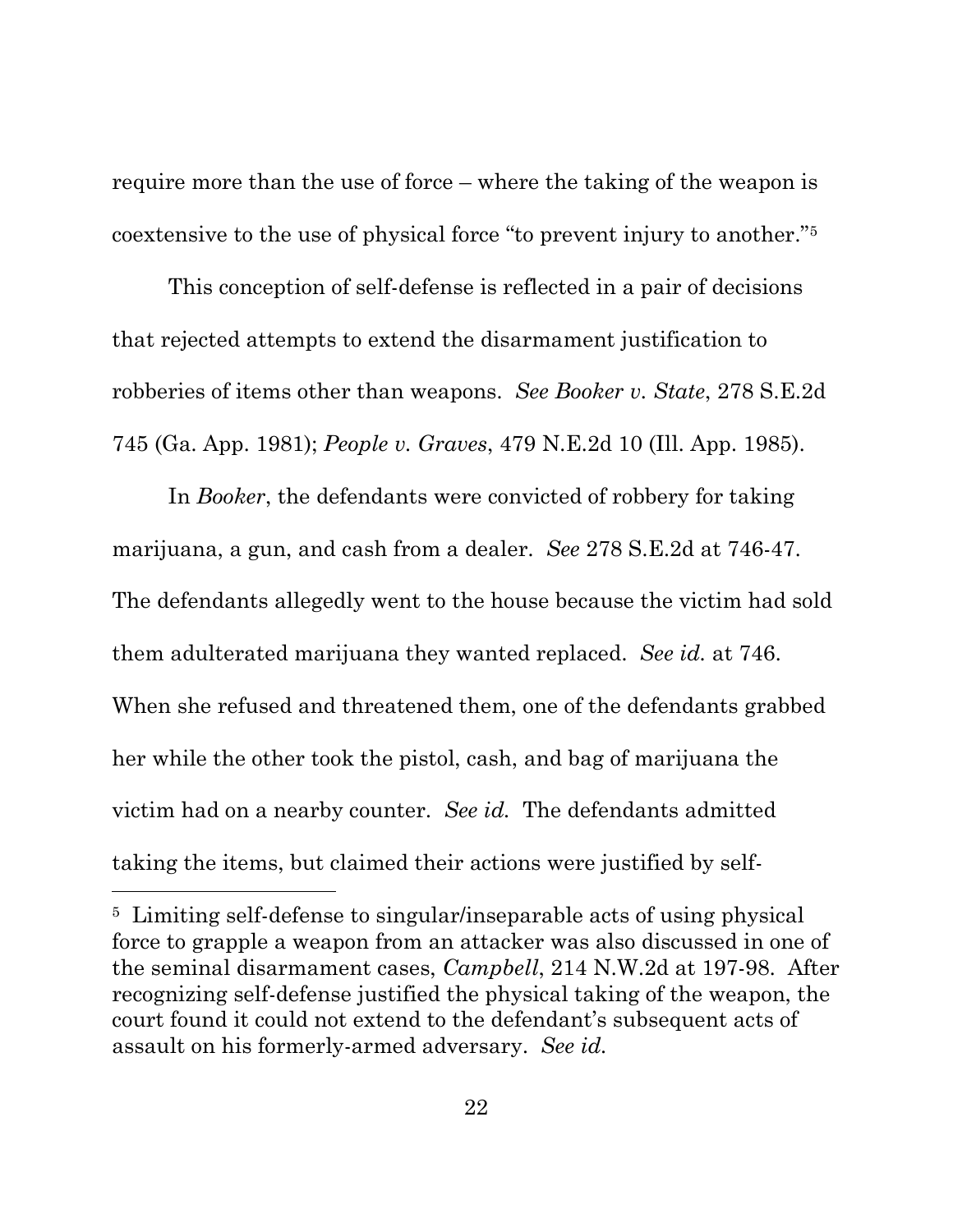require more than the use of force – where the taking of the weapon is coextensive to the use of physical force "to prevent injury to another."[5]

This conception of self-defense is reflected in a pair of decisions that rejected attempts to extend the disarmament justification to robberies of items other than weapons. *See Booker v. State*, 278 S.E.2d 745 (Ga. App. 1981); *People v. Graves*, 479 N.E.2d 10 (Ill. App. 1985).

In *Booker*, the defendants were convicted of robbery for taking marijuana, a gun, and cash from a dealer. *See* 278 S.E.2d at 746-47. The defendants allegedly went to the house because the victim had sold them adulterated marijuana they wanted replaced. *See id.* at 746. When she refused and threatened them, one of the defendants grabbed her while the other took the pistol, cash, and bag of marijuana the victim had on a nearby counter. *See id.* The defendants admitted taking the items, but claimed their actions were justified by self-

---

[5] Limiting self-defense to singular/inseparable acts of using physical force to grapple a weapon from an attacker was also discussed in one of the seminal disarmament cases, *Campbell*, 214 N.W.2d at 197-98. After recognizing self-defense justified the physical taking of the weapon, the court found it could not extend to the defendant's subsequent acts of assault on his formerly-armed adversary. *See id.*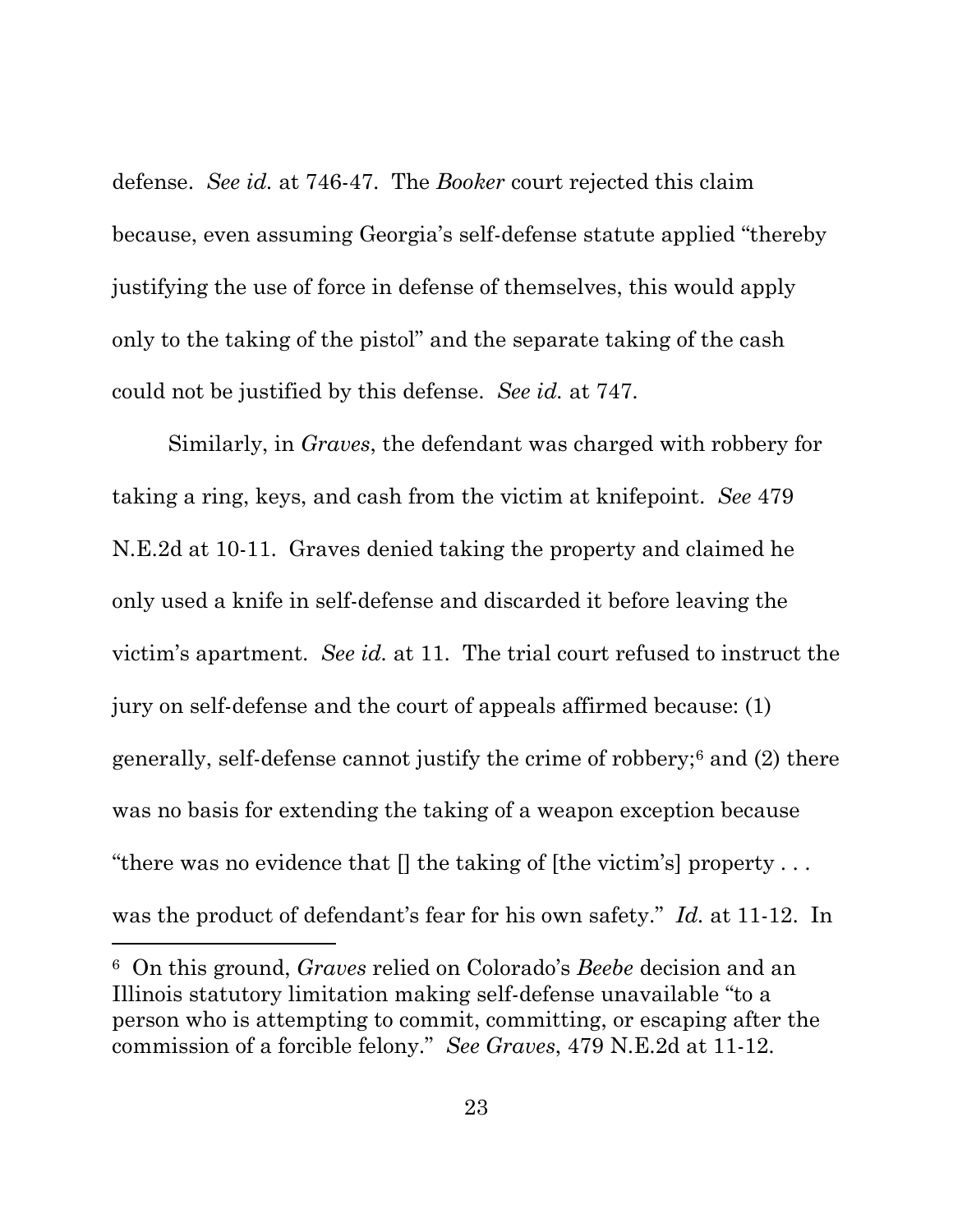defense. *See id.* at 746-47. The *Booker* court rejected this claim because, even assuming Georgia's self-defense statute applied "thereby justifying the use of force in defense of themselves, this would apply only to the taking of the pistol" and the separate taking of the cash could not be justified by this defense. *See id.* at 747.

Similarly, in *Graves*, the defendant was charged with robbery for taking a ring, keys, and cash from the victim at knifepoint. *See* 479 N.E.2d at 10-11. Graves denied taking the property and claimed he only used a knife in self-defense and discarded it before leaving the victim's apartment. *See id.* at 11. The trial court refused to instruct the jury on self-defense and the court of appeals affirmed because: (1) generally, self-defense cannot justify the crime of robbery;[6] and (2) there was no basis for extending the taking of a weapon exception because "there was no evidence that [] the taking of [the victim's] property . . . was the product of defendant's fear for his own safety." *Id.* at 11-12. In

---

[6] On this ground, *Graves* relied on Colorado's *Beebe* decision and an Illinois statutory limitation making self-defense unavailable "to a person who is attempting to commit, committing, or escaping after the commission of a forcible felony." *See Graves*, 479 N.E.2d at 11-12.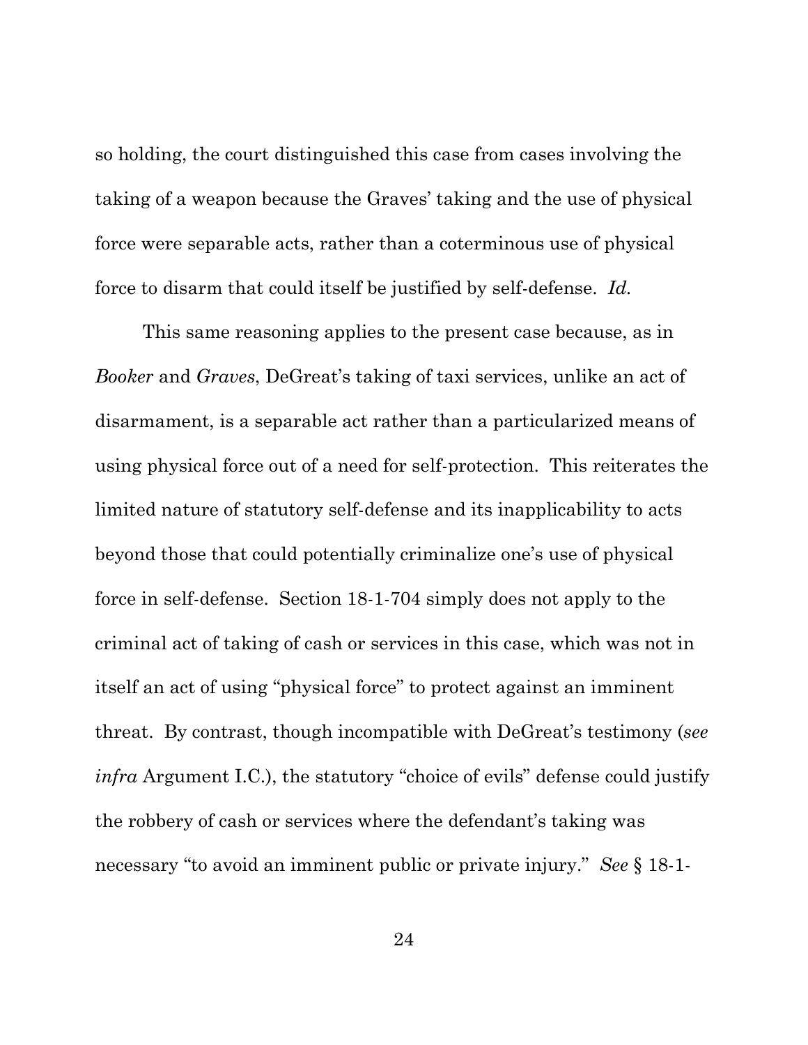so holding, the court distinguished this case from cases involving the taking of a weapon because the Graves' taking and the use of physical force were separable acts, rather than a coterminous use of physical force to disarm that could itself be justified by self-defense. *Id.*

This same reasoning applies to the present case because, as in *Booker* and *Graves*, DeGreat's taking of taxi services, unlike an act of disarmament, is a separable act rather than a particularized means of using physical force out of a need for self-protection. This reiterates the limited nature of statutory self-defense and its inapplicability to acts beyond those that could potentially criminalize one's use of physical force in self-defense. Section 18-1-704 simply does not apply to the criminal act of taking of cash or services in this case, which was not in itself an act of using "physical force" to protect against an imminent threat. By contrast, though incompatible with DeGreat's testimony (*see infra* Argument I.C.), the statutory "choice of evils" defense could justify the robbery of cash or services where the defendant's taking was necessary "to avoid an imminent public or private injury." *See* § 18-1-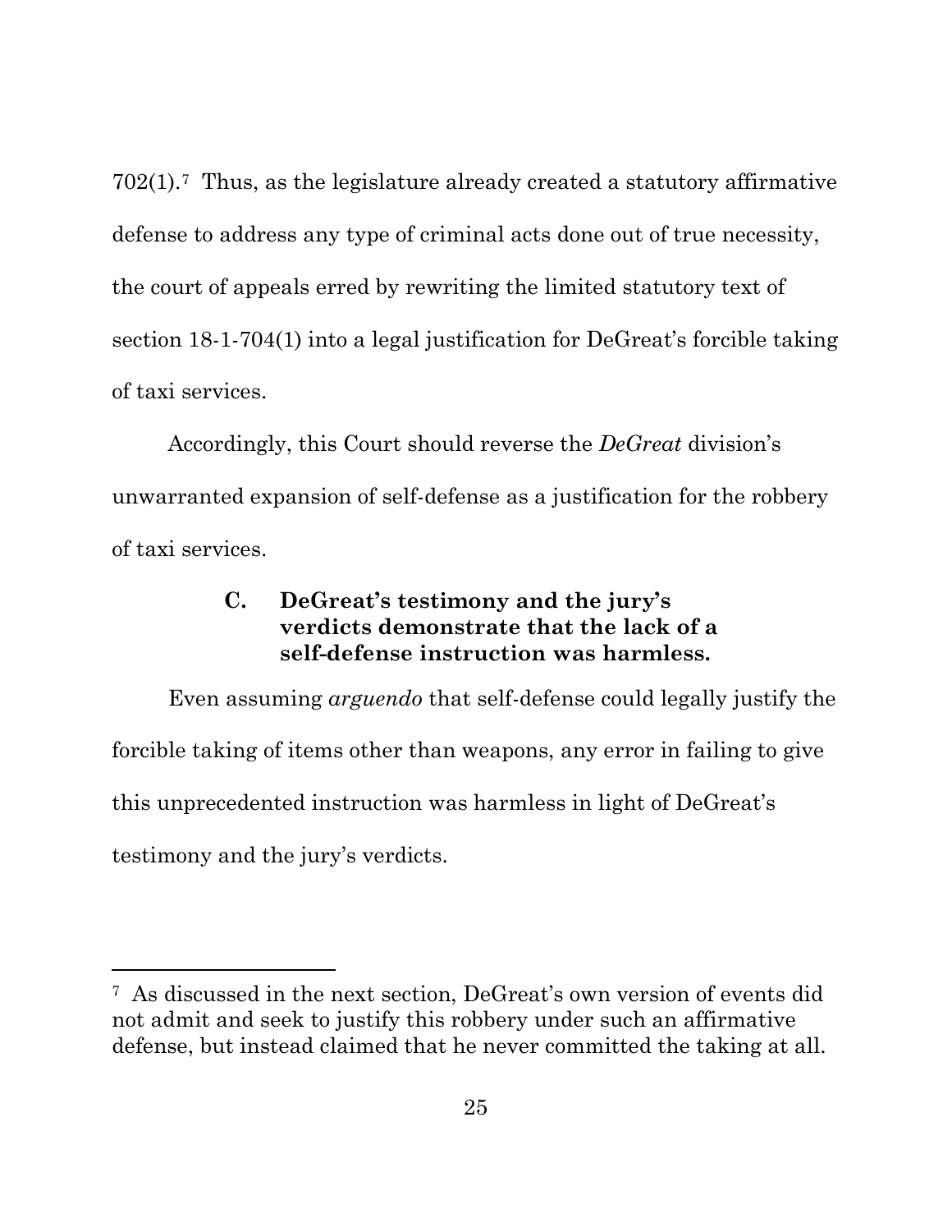702(1).[7] Thus, as the legislature already created a statutory affirmative defense to address any type of criminal acts done out of true necessity, the court of appeals erred by rewriting the limited statutory text of section 18-1-704(1) into a legal justification for DeGreat's forcible taking of taxi services.

Accordingly, this Court should reverse the *DeGreat* division's unwarranted expansion of self-defense as a justification for the robbery of taxi services.

### C. DeGreat's testimony and the jury's verdicts demonstrate that the lack of a self-defense instruction was harmless.

Even assuming *arguendo* that self-defense could legally justify the forcible taking of items other than weapons, any error in failing to give this unprecedented instruction was harmless in light of DeGreat's testimony and the jury's verdicts.

---

[7] As discussed in the next section, DeGreat's own version of events did not admit and seek to justify this robbery under such an affirmative defense, but instead claimed that he never committed the taking at all.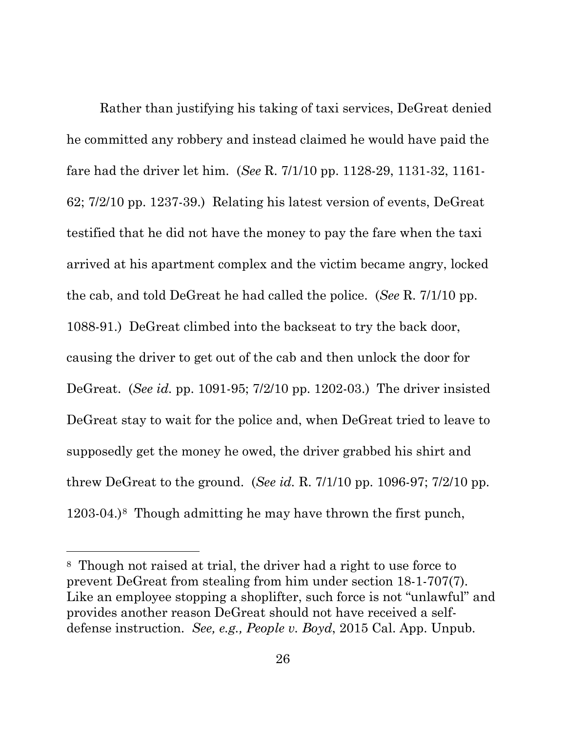Rather than justifying his taking of taxi services, DeGreat denied he committed any robbery and instead claimed he would have paid the fare had the driver let him. (*See* R. 7/1/10 pp. 1128-29, 1131-32, 1161-62; 7/2/10 pp. 1237-39.) Relating his latest version of events, DeGreat testified that he did not have the money to pay the fare when the taxi arrived at his apartment complex and the victim became angry, locked the cab, and told DeGreat he had called the police. (*See* R. 7/1/10 pp. 1088-91.) DeGreat climbed into the backseat to try the back door, causing the driver to get out of the cab and then unlock the door for DeGreat. (*See id.* pp. 1091-95; 7/2/10 pp. 1202-03.) The driver insisted DeGreat stay to wait for the police and, when DeGreat tried to leave to supposedly get the money he owed, the driver grabbed his shirt and threw DeGreat to the ground. (*See id.* R. 7/1/10 pp. 1096-97; 7/2/10 pp. 1203-04.)[8] Though admitting he may have thrown the first punch,

---

[8] Though not raised at trial, the driver had a right to use force to prevent DeGreat from stealing from him under section 18-1-707(7). Like an employee stopping a shoplifter, such force is not "unlawful" and provides another reason DeGreat should not have received a self-defense instruction. *See, e.g., People v. Boyd*, 2015 Cal. App. Unpub.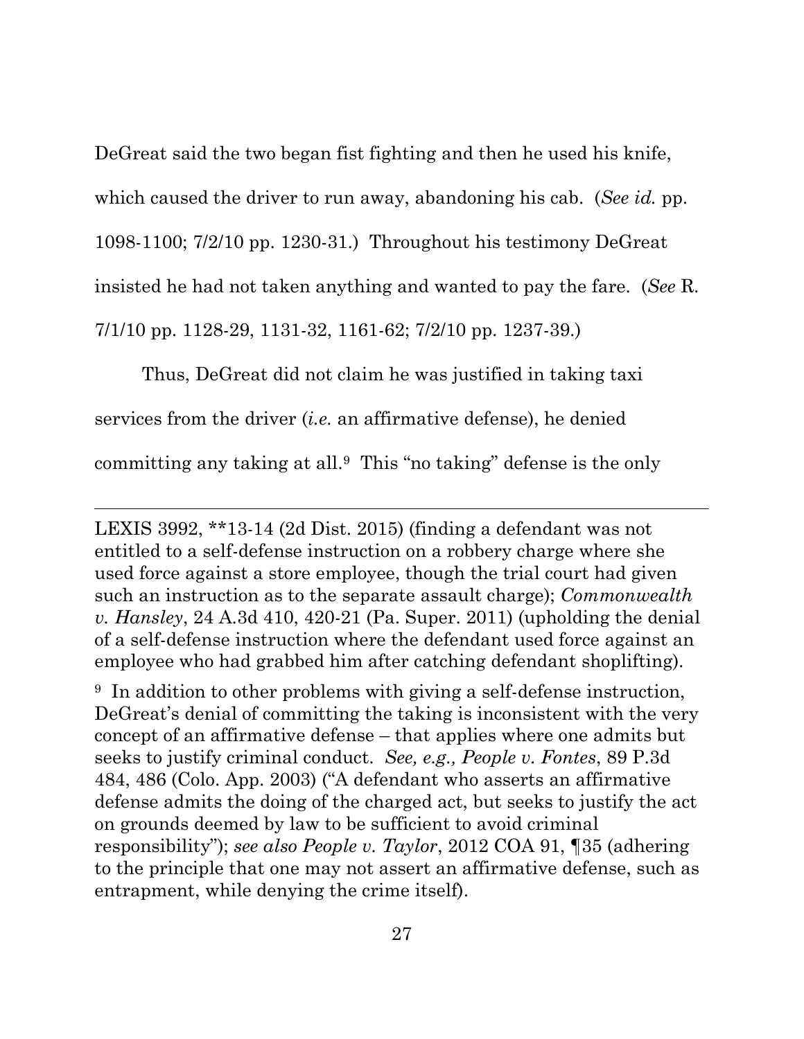DeGreat said the two began fist fighting and then he used his knife, which caused the driver to run away, abandoning his cab. (*See id.* pp. 1098-1100; 7/2/10 pp. 1230-31.) Throughout his testimony DeGreat insisted he had not taken anything and wanted to pay the fare. (*See* R. 7/1/10 pp. 1128-29, 1131-32, 1161-62; 7/2/10 pp. 1237-39.)

Thus, DeGreat did not claim he was justified in taking taxi services from the driver (*i.e.* an affirmative defense), he denied committing any taking at all.[9] This "no taking" defense is the only

---

LEXIS 3992, **13-14 (2d Dist. 2015) (finding a defendant was not entitled to a self-defense instruction on a robbery charge where she used force against a store employee, though the trial court had given such an instruction as to the separate assault charge); *Commonwealth v. Hansley*, 24 A.3d 410, 420-21 (Pa. Super. 2011) (upholding the denial of a self-defense instruction where the defendant used force against an employee who had grabbed him after catching defendant shoplifting).

[9] In addition to other problems with giving a self-defense instruction, DeGreat's denial of committing the taking is inconsistent with the very concept of an affirmative defense – that applies where one admits but seeks to justify criminal conduct. *See, e.g., People v. Fontes*, 89 P.3d 484, 486 (Colo. App. 2003) ("A defendant who asserts an affirmative defense admits the doing of the charged act, but seeks to justify the act on grounds deemed by law to be sufficient to avoid criminal responsibility"); *see also People v. Taylor*, 2012 COA 91, ¶35 (adhering to the principle that one may not assert an affirmative defense, such as entrapment, while denying the crime itself).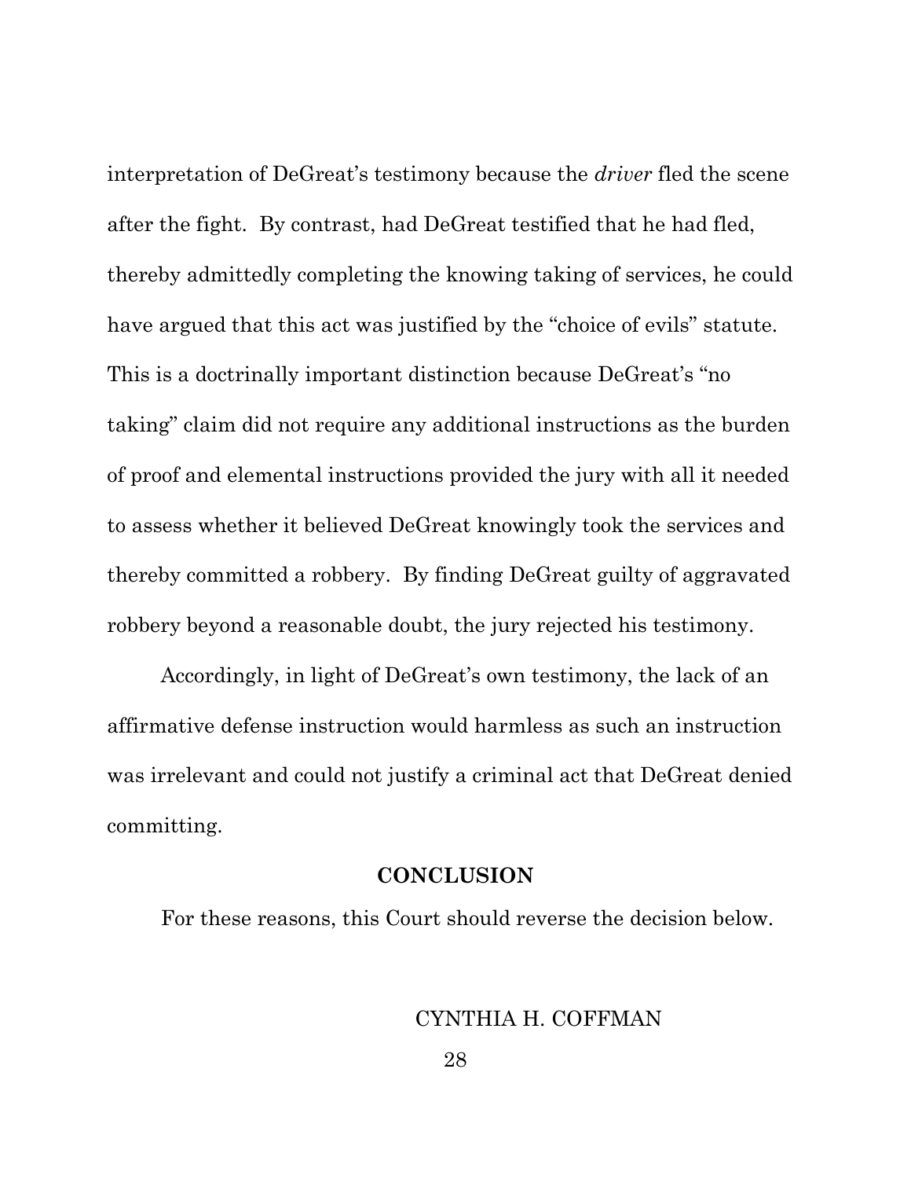interpretation of DeGreat's testimony because the *driver* fled the scene after the fight. By contrast, had DeGreat testified that he had fled, thereby admittedly completing the knowing taking of services, he could have argued that this act was justified by the "choice of evils" statute. This is a doctrinally important distinction because DeGreat's "no taking" claim did not require any additional instructions as the burden of proof and elemental instructions provided the jury with all it needed to assess whether it believed DeGreat knowingly took the services and thereby committed a robbery. By finding DeGreat guilty of aggravated robbery beyond a reasonable doubt, the jury rejected his testimony.

Accordingly, in light of DeGreat's own testimony, the lack of an affirmative defense instruction would harmless as such an instruction was irrelevant and could not justify a criminal act that DeGreat denied committing.

## CONCLUSION

For these reasons, this Court should reverse the decision below.

CYNTHIA H. COFFMAN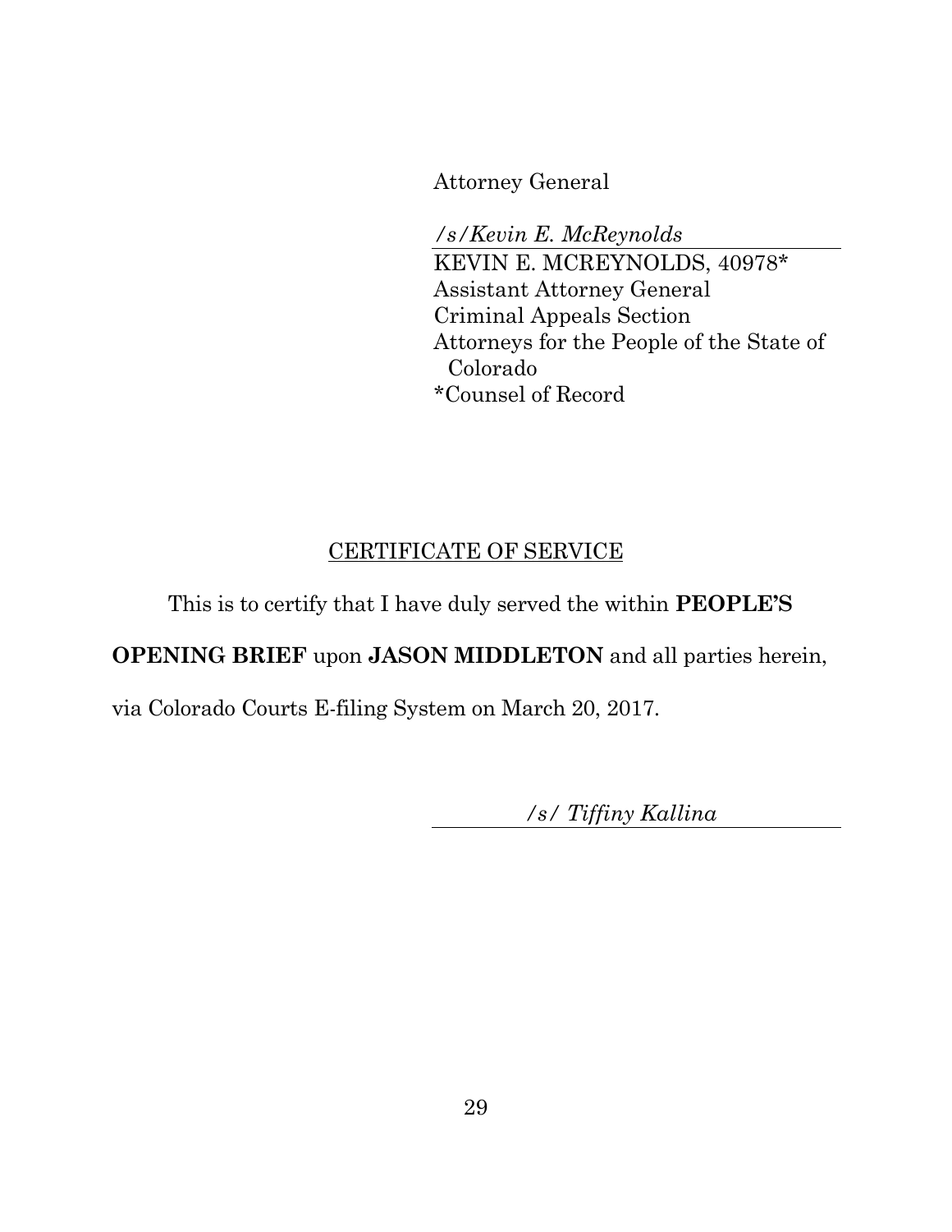Attorney General

*/s/Kevin E. McReynolds*

KEVIN E. MCREYNOLDS, 40978*
Assistant Attorney General
Criminal Appeals Section
Attorneys for the People of the State of Colorado
*Counsel of Record

CERTIFICATE OF SERVICE

This is to certify that I have duly served the within **PEOPLE'S OPENING BRIEF** upon **JASON MIDDLETON** and all parties herein, via Colorado Courts E-filing System on March 20, 2017.

*/s/ Tiffiny Kallina*